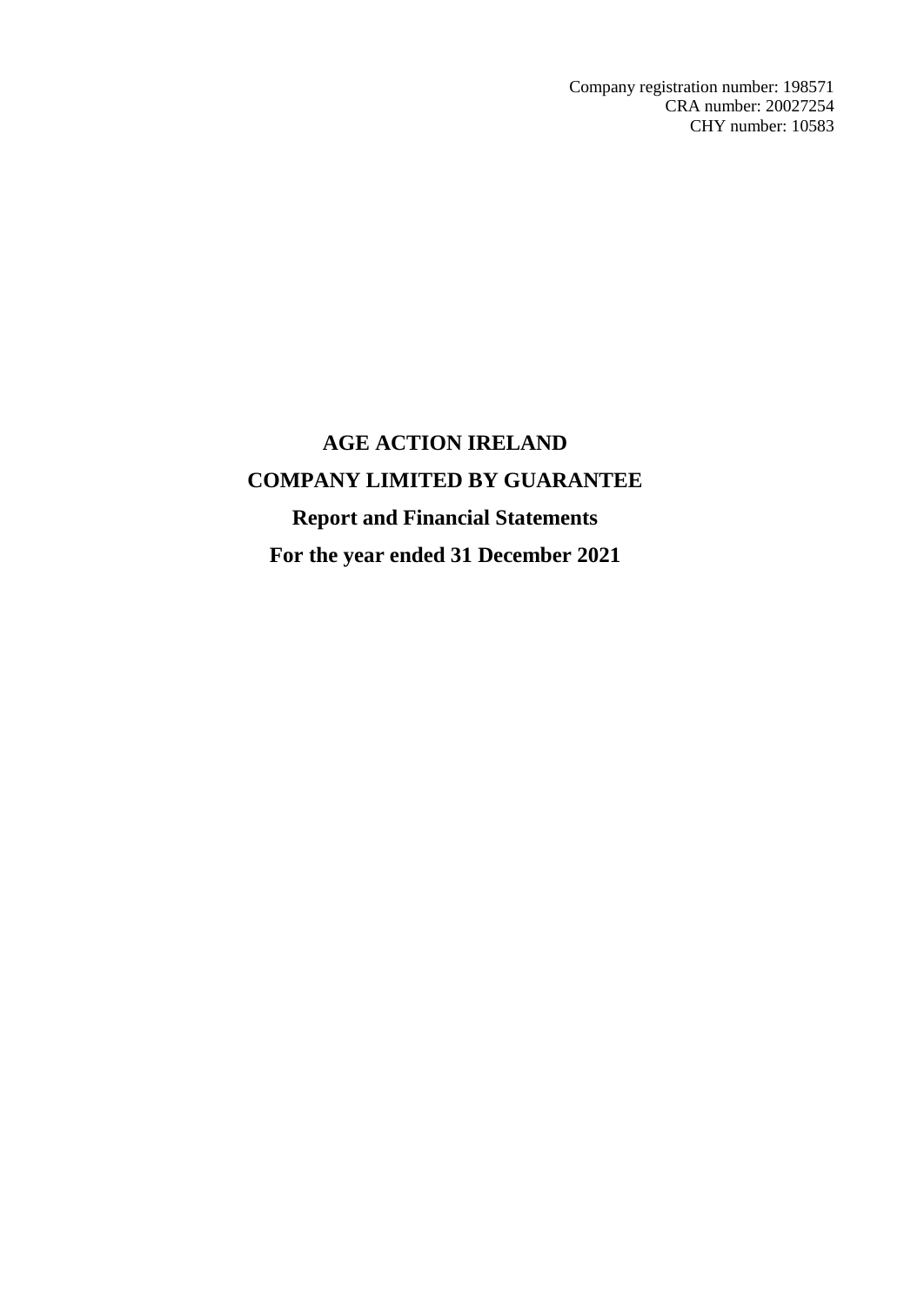Company registration number: 198571
CRA number: 20027254
CHY number: 10583

# AGE ACTION IRELAND

# COMPANY LIMITED BY GUARANTEE

## Report and Financial Statements

## For the year ended 31 December 2021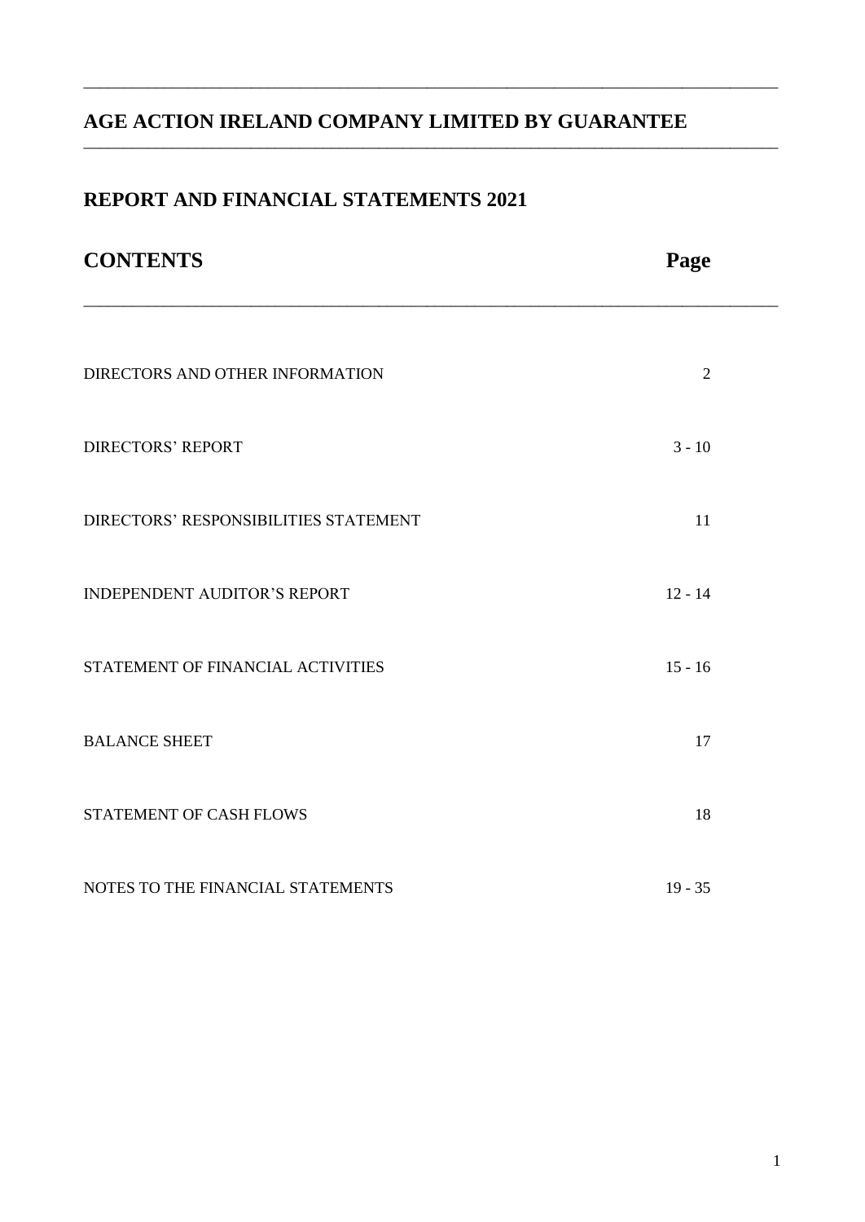# AGE ACTION IRELAND COMPANY LIMITED BY GUARANTEE

## REPORT AND FINANCIAL STATEMENTS 2021

| CONTENTS | Page |
|---|---|
| DIRECTORS AND OTHER INFORMATION | 2 |
| DIRECTORS' REPORT | 3 - 10 |
| DIRECTORS' RESPONSIBILITIES STATEMENT | 11 |
| INDEPENDENT AUDITOR'S REPORT | 12 - 14 |
| STATEMENT OF FINANCIAL ACTIVITIES | 15 - 16 |
| BALANCE SHEET | 17 |
| STATEMENT OF CASH FLOWS | 18 |
| NOTES TO THE FINANCIAL STATEMENTS | 19 - 35 |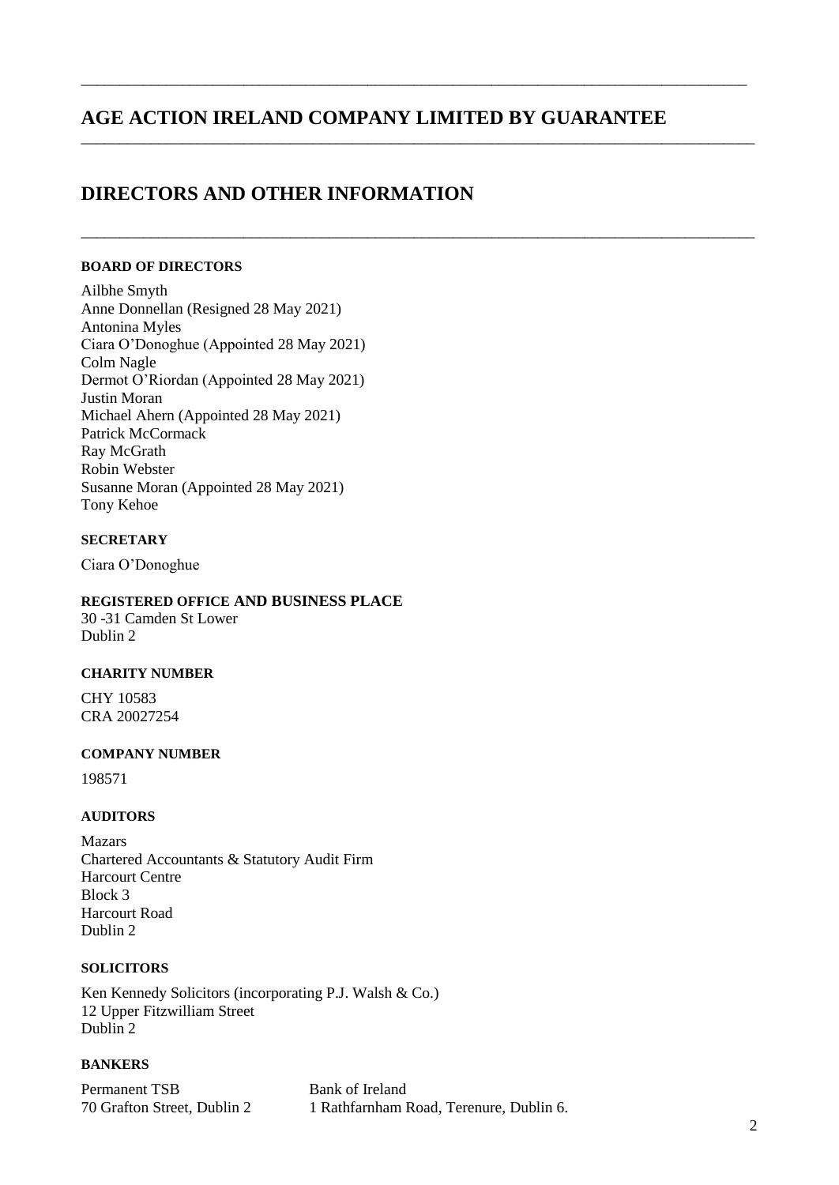# AGE ACTION IRELAND COMPANY LIMITED BY GUARANTEE

## DIRECTORS AND OTHER INFORMATION

**BOARD OF DIRECTORS**

Ailbhe Smyth
Anne Donnellan (Resigned 28 May 2021)
Antonina Myles
Ciara O'Donoghue (Appointed 28 May 2021)
Colm Nagle
Dermot O'Riordan (Appointed 28 May 2021)
Justin Moran
Michael Ahern (Appointed 28 May 2021)
Patrick McCormack
Ray McGrath
Robin Webster
Susanne Moran (Appointed 28 May 2021)
Tony Kehoe

**SECRETARY**

Ciara O'Donoghue

**REGISTERED OFFICE AND BUSINESS PLACE**

30 -31 Camden St Lower
Dublin 2

**CHARITY NUMBER**

CHY 10583
CRA 20027254

**COMPANY NUMBER**

198571

**AUDITORS**

Mazars
Chartered Accountants & Statutory Audit Firm
Harcourt Centre
Block 3
Harcourt Road
Dublin 2

**SOLICITORS**

Ken Kennedy Solicitors (incorporating P.J. Walsh & Co.)
12 Upper Fitzwilliam Street
Dublin 2

**BANKERS**

Permanent TSB
70 Grafton Street, Dublin 2

Bank of Ireland
1 Rathfarnham Road, Terenure, Dublin 6.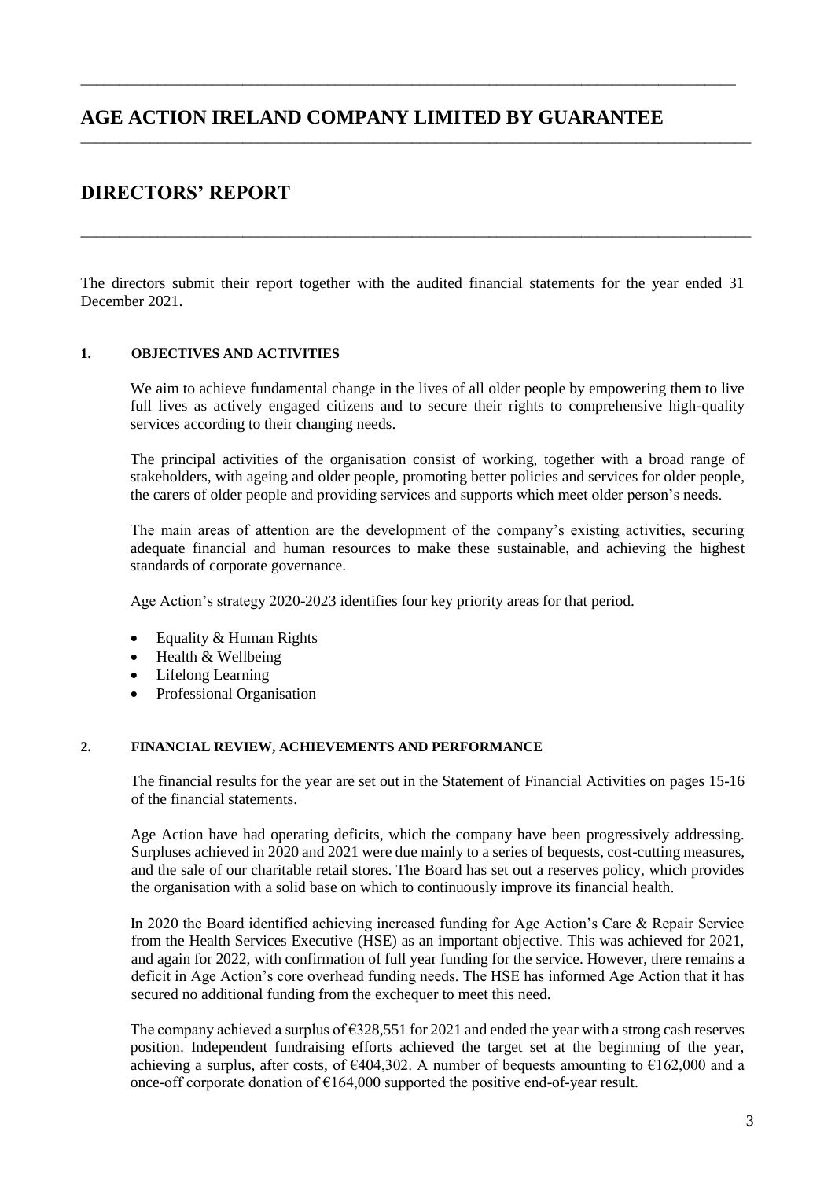# AGE ACTION IRELAND COMPANY LIMITED BY GUARANTEE

## DIRECTORS' REPORT

The directors submit their report together with the audited financial statements for the year ended 31 December 2021.

### 1. OBJECTIVES AND ACTIVITIES

We aim to achieve fundamental change in the lives of all older people by empowering them to live full lives as actively engaged citizens and to secure their rights to comprehensive high-quality services according to their changing needs.

The principal activities of the organisation consist of working, together with a broad range of stakeholders, with ageing and older people, promoting better policies and services for older people, the carers of older people and providing services and supports which meet older person's needs.

The main areas of attention are the development of the company's existing activities, securing adequate financial and human resources to make these sustainable, and achieving the highest standards of corporate governance.

Age Action's strategy 2020-2023 identifies four key priority areas for that period.

- Equality & Human Rights
- Health & Wellbeing
- Lifelong Learning
- Professional Organisation

### 2. FINANCIAL REVIEW, ACHIEVEMENTS AND PERFORMANCE

The financial results for the year are set out in the Statement of Financial Activities on pages 15-16 of the financial statements.

Age Action have had operating deficits, which the company have been progressively addressing. Surpluses achieved in 2020 and 2021 were due mainly to a series of bequests, cost-cutting measures, and the sale of our charitable retail stores. The Board has set out a reserves policy, which provides the organisation with a solid base on which to continuously improve its financial health.

In 2020 the Board identified achieving increased funding for Age Action's Care & Repair Service from the Health Services Executive (HSE) as an important objective. This was achieved for 2021, and again for 2022, with confirmation of full year funding for the service. However, there remains a deficit in Age Action's core overhead funding needs. The HSE has informed Age Action that it has secured no additional funding from the exchequer to meet this need.

The company achieved a surplus of €328,551 for 2021 and ended the year with a strong cash reserves position. Independent fundraising efforts achieved the target set at the beginning of the year, achieving a surplus, after costs, of €404,302. A number of bequests amounting to €162,000 and a once-off corporate donation of €164,000 supported the positive end-of-year result.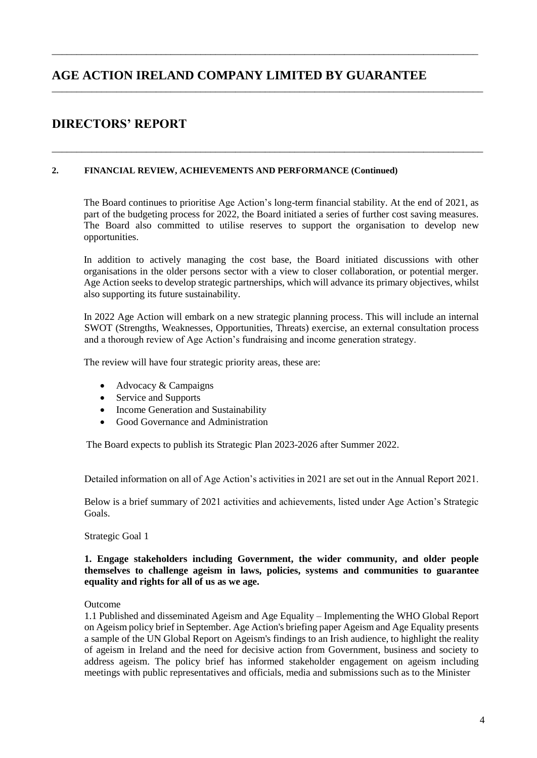# AGE ACTION IRELAND COMPANY LIMITED BY GUARANTEE

## DIRECTORS' REPORT

### 2. FINANCIAL REVIEW, ACHIEVEMENTS AND PERFORMANCE (Continued)

The Board continues to prioritise Age Action's long-term financial stability. At the end of 2021, as part of the budgeting process for 2022, the Board initiated a series of further cost saving measures. The Board also committed to utilise reserves to support the organisation to develop new opportunities.

In addition to actively managing the cost base, the Board initiated discussions with other organisations in the older persons sector with a view to closer collaboration, or potential merger. Age Action seeks to develop strategic partnerships, which will advance its primary objectives, whilst also supporting its future sustainability.

In 2022 Age Action will embark on a new strategic planning process. This will include an internal SWOT (Strengths, Weaknesses, Opportunities, Threats) exercise, an external consultation process and a thorough review of Age Action's fundraising and income generation strategy.

The review will have four strategic priority areas, these are:

- Advocacy & Campaigns
- Service and Supports
- Income Generation and Sustainability
- Good Governance and Administration

The Board expects to publish its Strategic Plan 2023-2026 after Summer 2022.

Detailed information on all of Age Action's activities in 2021 are set out in the Annual Report 2021.

Below is a brief summary of 2021 activities and achievements, listed under Age Action's Strategic Goals.

Strategic Goal 1

**1. Engage stakeholders including Government, the wider community, and older people themselves to challenge ageism in laws, policies, systems and communities to guarantee equality and rights for all of us as we age.**

Outcome

1.1 Published and disseminated Ageism and Age Equality – Implementing the WHO Global Report on Ageism policy brief in September. Age Action's briefing paper Ageism and Age Equality presents a sample of the UN Global Report on Ageism's findings to an Irish audience, to highlight the reality of ageism in Ireland and the need for decisive action from Government, business and society to address ageism. The policy brief has informed stakeholder engagement on ageism including meetings with public representatives and officials, media and submissions such as to the Minister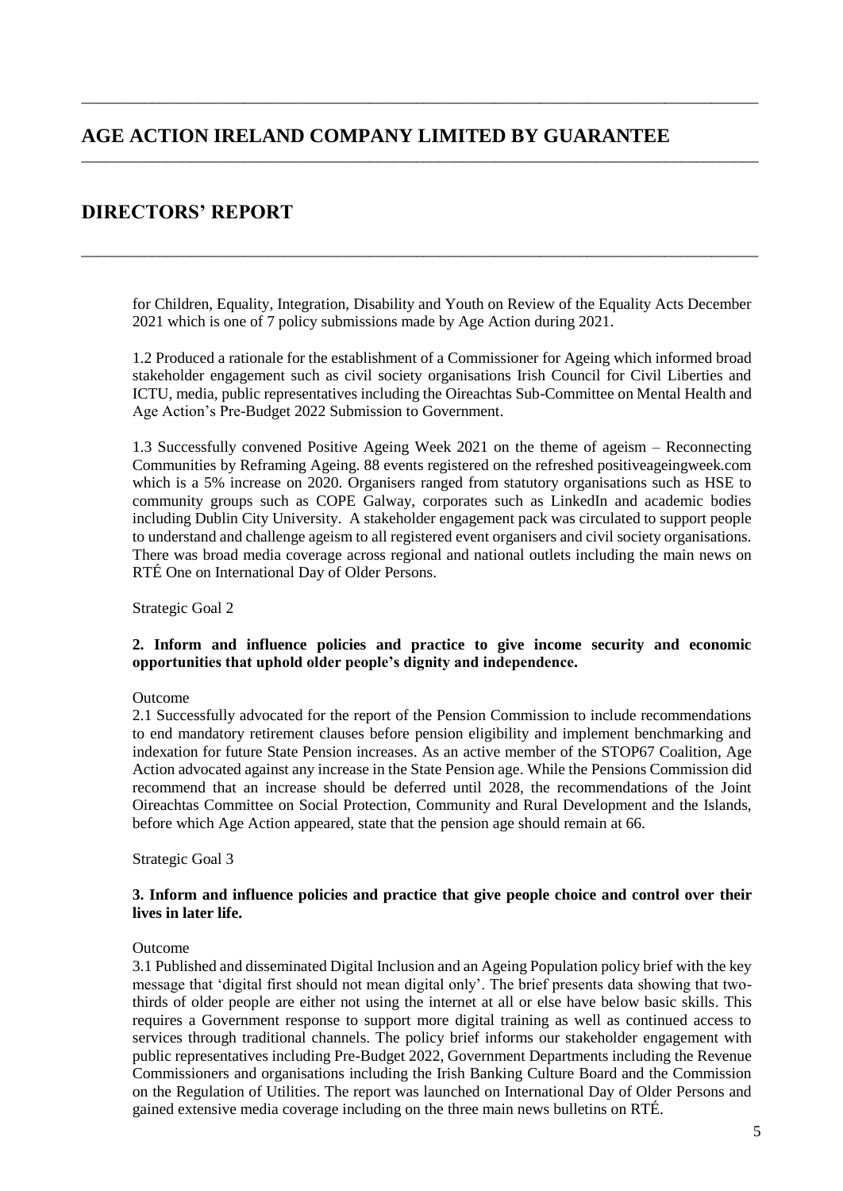# AGE ACTION IRELAND COMPANY LIMITED BY GUARANTEE

## DIRECTORS' REPORT

for Children, Equality, Integration, Disability and Youth on Review of the Equality Acts December 2021 which is one of 7 policy submissions made by Age Action during 2021.

1.2 Produced a rationale for the establishment of a Commissioner for Ageing which informed broad stakeholder engagement such as civil society organisations Irish Council for Civil Liberties and ICTU, media, public representatives including the Oireachtas Sub-Committee on Mental Health and Age Action's Pre-Budget 2022 Submission to Government.

1.3 Successfully convened Positive Ageing Week 2021 on the theme of ageism – Reconnecting Communities by Reframing Ageing. 88 events registered on the refreshed positiveageingweek.com which is a 5% increase on 2020. Organisers ranged from statutory organisations such as HSE to community groups such as COPE Galway, corporates such as LinkedIn and academic bodies including Dublin City University. A stakeholder engagement pack was circulated to support people to understand and challenge ageism to all registered event organisers and civil society organisations. There was broad media coverage across regional and national outlets including the main news on RTÉ One on International Day of Older Persons.

Strategic Goal 2

**2. Inform and influence policies and practice to give income security and economic opportunities that uphold older people's dignity and independence.**

Outcome

2.1 Successfully advocated for the report of the Pension Commission to include recommendations to end mandatory retirement clauses before pension eligibility and implement benchmarking and indexation for future State Pension increases. As an active member of the STOP67 Coalition, Age Action advocated against any increase in the State Pension age. While the Pensions Commission did recommend that an increase should be deferred until 2028, the recommendations of the Joint Oireachtas Committee on Social Protection, Community and Rural Development and the Islands, before which Age Action appeared, state that the pension age should remain at 66.

Strategic Goal 3

**3. Inform and influence policies and practice that give people choice and control over their lives in later life.**

Outcome

3.1 Published and disseminated Digital Inclusion and an Ageing Population policy brief with the key message that 'digital first should not mean digital only'. The brief presents data showing that two-thirds of older people are either not using the internet at all or else have below basic skills. This requires a Government response to support more digital training as well as continued access to services through traditional channels. The policy brief informs our stakeholder engagement with public representatives including Pre-Budget 2022, Government Departments including the Revenue Commissioners and organisations including the Irish Banking Culture Board and the Commission on the Regulation of Utilities. The report was launched on International Day of Older Persons and gained extensive media coverage including on the three main news bulletins on RTÉ.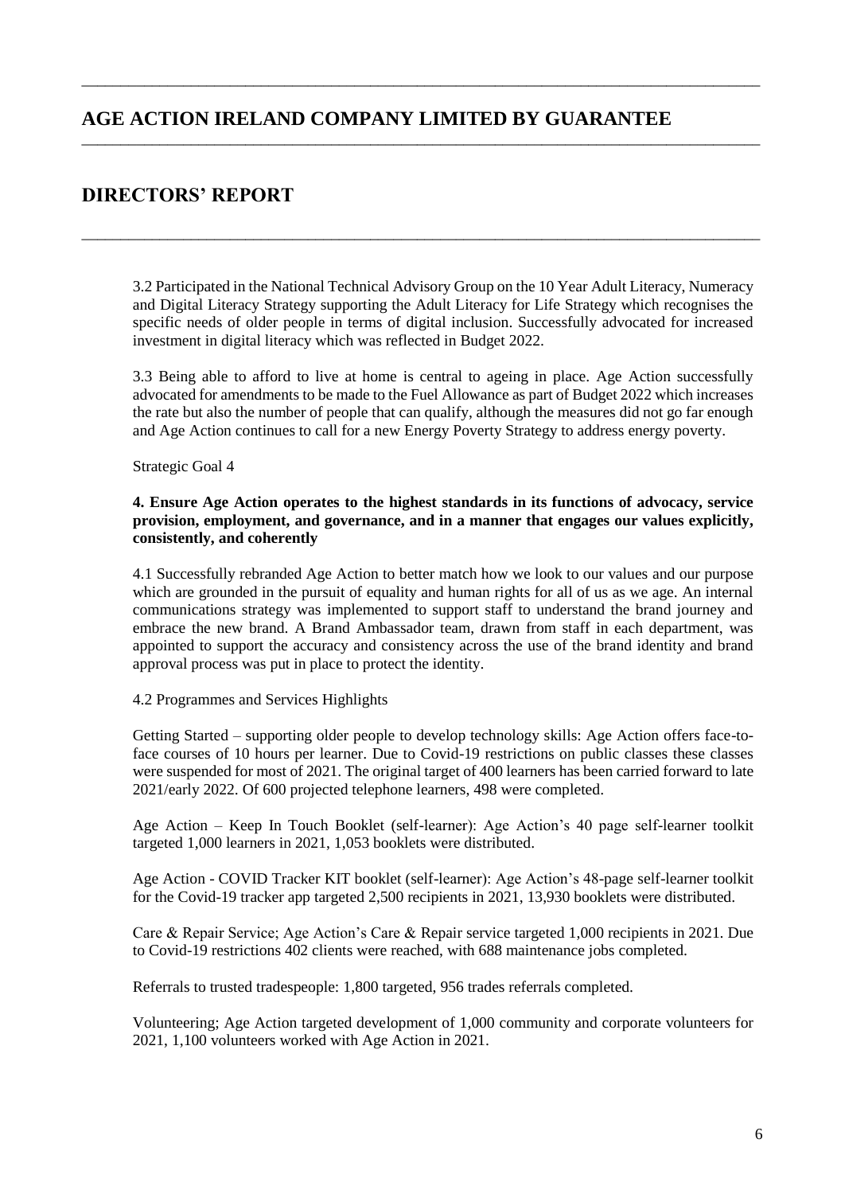# AGE ACTION IRELAND COMPANY LIMITED BY GUARANTEE

## DIRECTORS' REPORT

3.2 Participated in the National Technical Advisory Group on the 10 Year Adult Literacy, Numeracy and Digital Literacy Strategy supporting the Adult Literacy for Life Strategy which recognises the specific needs of older people in terms of digital inclusion. Successfully advocated for increased investment in digital literacy which was reflected in Budget 2022.

3.3 Being able to afford to live at home is central to ageing in place. Age Action successfully advocated for amendments to be made to the Fuel Allowance as part of Budget 2022 which increases the rate but also the number of people that can qualify, although the measures did not go far enough and Age Action continues to call for a new Energy Poverty Strategy to address energy poverty.

Strategic Goal 4

**4. Ensure Age Action operates to the highest standards in its functions of advocacy, service provision, employment, and governance, and in a manner that engages our values explicitly, consistently, and coherently**

4.1 Successfully rebranded Age Action to better match how we look to our values and our purpose which are grounded in the pursuit of equality and human rights for all of us as we age. An internal communications strategy was implemented to support staff to understand the brand journey and embrace the new brand. A Brand Ambassador team, drawn from staff in each department, was appointed to support the accuracy and consistency across the use of the brand identity and brand approval process was put in place to protect the identity.

4.2 Programmes and Services Highlights

Getting Started – supporting older people to develop technology skills: Age Action offers face-to-face courses of 10 hours per learner. Due to Covid-19 restrictions on public classes these classes were suspended for most of 2021. The original target of 400 learners has been carried forward to late 2021/early 2022. Of 600 projected telephone learners, 498 were completed.

Age Action – Keep In Touch Booklet (self-learner): Age Action's 40 page self-learner toolkit targeted 1,000 learners in 2021, 1,053 booklets were distributed.

Age Action - COVID Tracker KIT booklet (self-learner): Age Action's 48-page self-learner toolkit for the Covid-19 tracker app targeted 2,500 recipients in 2021, 13,930 booklets were distributed.

Care & Repair Service; Age Action's Care & Repair service targeted 1,000 recipients in 2021. Due to Covid-19 restrictions 402 clients were reached, with 688 maintenance jobs completed.

Referrals to trusted tradespeople: 1,800 targeted, 956 trades referrals completed.

Volunteering; Age Action targeted development of 1,000 community and corporate volunteers for 2021, 1,100 volunteers worked with Age Action in 2021.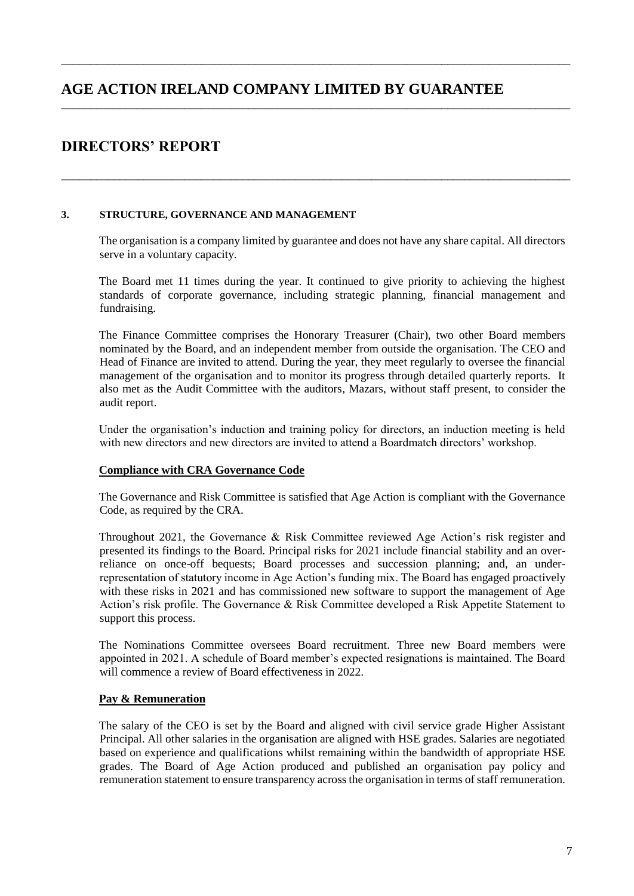# AGE ACTION IRELAND COMPANY LIMITED BY GUARANTEE

## DIRECTORS' REPORT

### 3. STRUCTURE, GOVERNANCE AND MANAGEMENT

The organisation is a company limited by guarantee and does not have any share capital. All directors serve in a voluntary capacity.

The Board met 11 times during the year. It continued to give priority to achieving the highest standards of corporate governance, including strategic planning, financial management and fundraising.

The Finance Committee comprises the Honorary Treasurer (Chair), two other Board members nominated by the Board, and an independent member from outside the organisation. The CEO and Head of Finance are invited to attend. During the year, they meet regularly to oversee the financial management of the organisation and to monitor its progress through detailed quarterly reports. It also met as the Audit Committee with the auditors, Mazars, without staff present, to consider the audit report.

Under the organisation's induction and training policy for directors, an induction meeting is held with new directors and new directors are invited to attend a Boardmatch directors' workshop.

#### Compliance with CRA Governance Code

The Governance and Risk Committee is satisfied that Age Action is compliant with the Governance Code, as required by the CRA.

Throughout 2021, the Governance & Risk Committee reviewed Age Action's risk register and presented its findings to the Board. Principal risks for 2021 include financial stability and an over-reliance on once-off bequests; Board processes and succession planning; and, an under-representation of statutory income in Age Action's funding mix. The Board has engaged proactively with these risks in 2021 and has commissioned new software to support the management of Age Action's risk profile. The Governance & Risk Committee developed a Risk Appetite Statement to support this process.

The Nominations Committee oversees Board recruitment. Three new Board members were appointed in 2021. A schedule of Board member's expected resignations is maintained. The Board will commence a review of Board effectiveness in 2022.

#### Pay & Remuneration

The salary of the CEO is set by the Board and aligned with civil service grade Higher Assistant Principal. All other salaries in the organisation are aligned with HSE grades. Salaries are negotiated based on experience and qualifications whilst remaining within the bandwidth of appropriate HSE grades. The Board of Age Action produced and published an organisation pay policy and remuneration statement to ensure transparency across the organisation in terms of staff remuneration.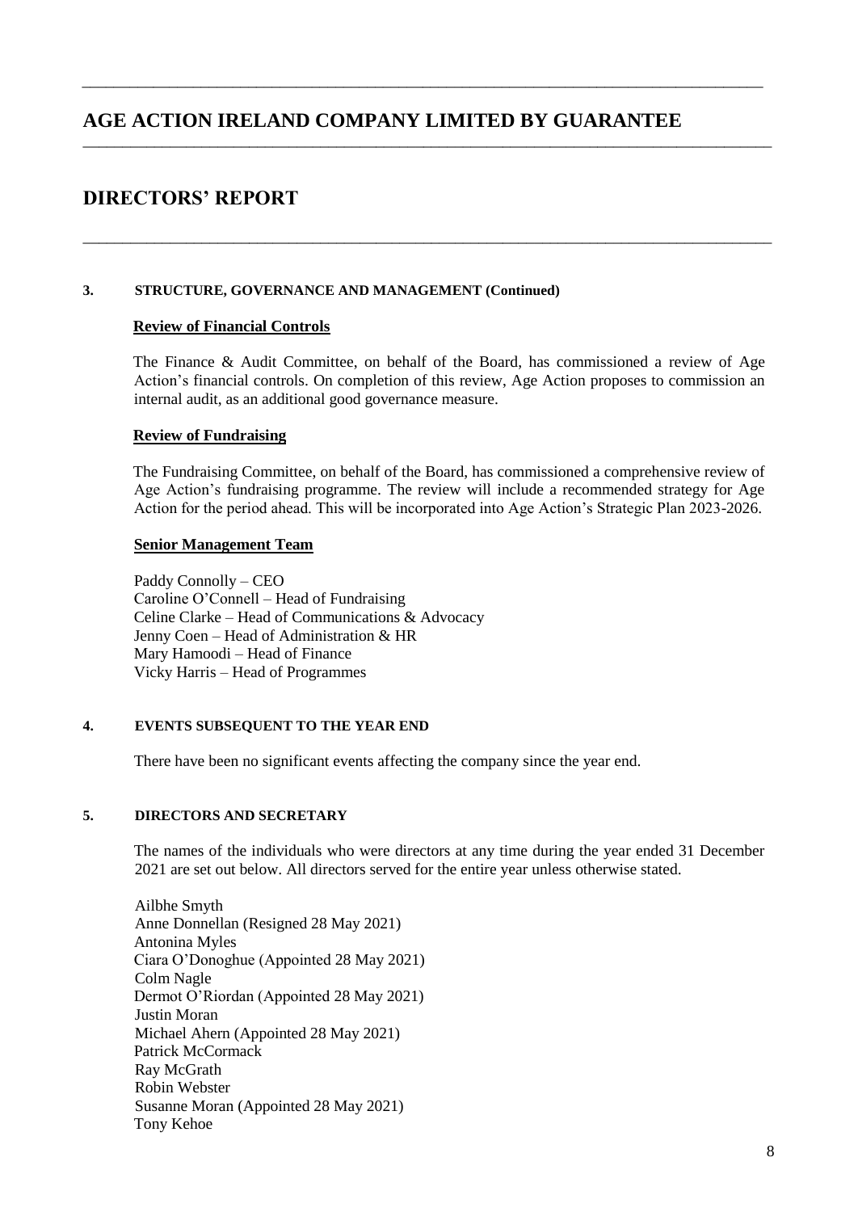# AGE ACTION IRELAND COMPANY LIMITED BY GUARANTEE

# DIRECTORS' REPORT

### 3. STRUCTURE, GOVERNANCE AND MANAGEMENT (Continued)

**Review of Financial Controls**

The Finance & Audit Committee, on behalf of the Board, has commissioned a review of Age Action's financial controls. On completion of this review, Age Action proposes to commission an internal audit, as an additional good governance measure.

**Review of Fundraising**

The Fundraising Committee, on behalf of the Board, has commissioned a comprehensive review of Age Action's fundraising programme. The review will include a recommended strategy for Age Action for the period ahead. This will be incorporated into Age Action's Strategic Plan 2023-2026.

**Senior Management Team**

Paddy Connolly – CEO
Caroline O'Connell – Head of Fundraising
Celine Clarke – Head of Communications & Advocacy
Jenny Coen – Head of Administration & HR
Mary Hamoodi – Head of Finance
Vicky Harris – Head of Programmes

### 4. EVENTS SUBSEQUENT TO THE YEAR END

There have been no significant events affecting the company since the year end.

### 5. DIRECTORS AND SECRETARY

The names of the individuals who were directors at any time during the year ended 31 December 2021 are set out below. All directors served for the entire year unless otherwise stated.

Ailbhe Smyth
Anne Donnellan (Resigned 28 May 2021)
Antonina Myles
Ciara O'Donoghue (Appointed 28 May 2021)
Colm Nagle
Dermot O'Riordan (Appointed 28 May 2021)
Justin Moran
Michael Ahern (Appointed 28 May 2021)
Patrick McCormack
Ray McGrath
Robin Webster
Susanne Moran (Appointed 28 May 2021)
Tony Kehoe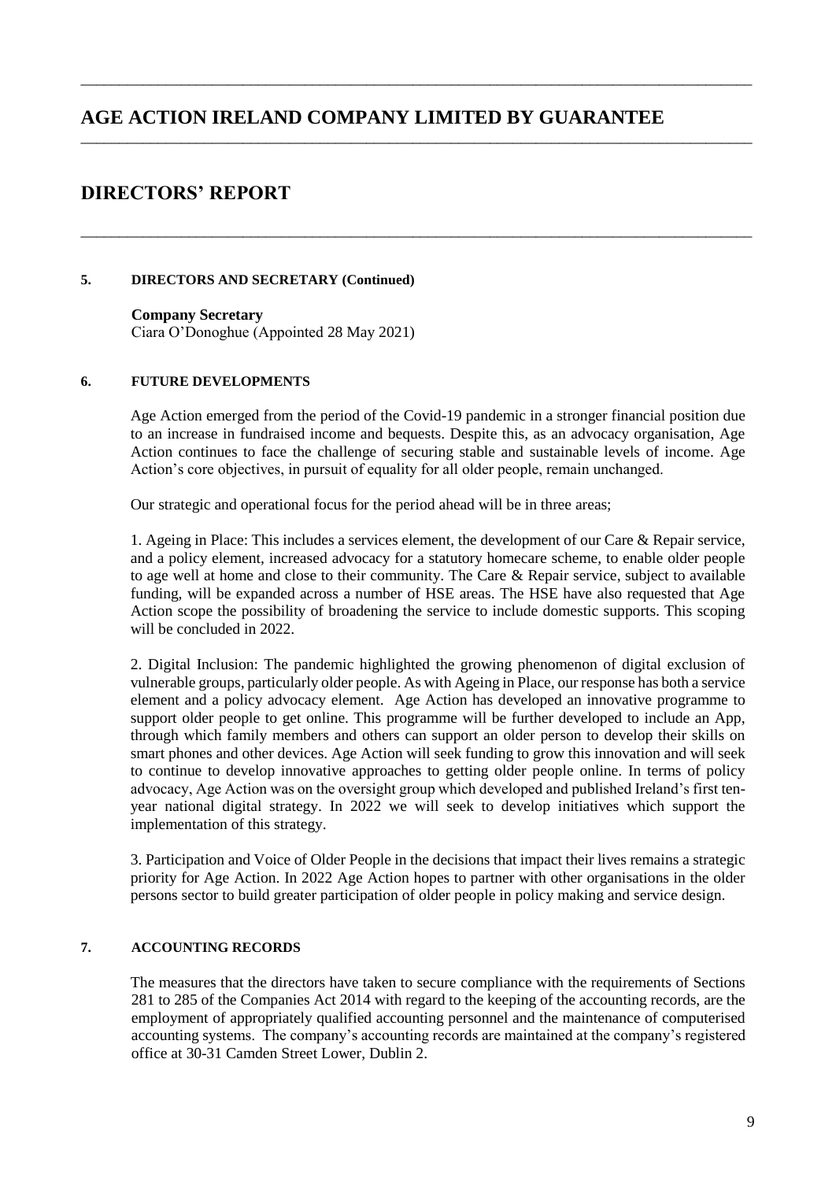# AGE ACTION IRELAND COMPANY LIMITED BY GUARANTEE

## DIRECTORS' REPORT

### 5. DIRECTORS AND SECRETARY (Continued)

**Company Secretary**
Ciara O'Donoghue (Appointed 28 May 2021)

### 6. FUTURE DEVELOPMENTS

Age Action emerged from the period of the Covid-19 pandemic in a stronger financial position due to an increase in fundraised income and bequests. Despite this, as an advocacy organisation, Age Action continues to face the challenge of securing stable and sustainable levels of income. Age Action's core objectives, in pursuit of equality for all older people, remain unchanged.

Our strategic and operational focus for the period ahead will be in three areas;

1. Ageing in Place: This includes a services element, the development of our Care & Repair service, and a policy element, increased advocacy for a statutory homecare scheme, to enable older people to age well at home and close to their community. The Care & Repair service, subject to available funding, will be expanded across a number of HSE areas. The HSE have also requested that Age Action scope the possibility of broadening the service to include domestic supports. This scoping will be concluded in 2022.

2. Digital Inclusion: The pandemic highlighted the growing phenomenon of digital exclusion of vulnerable groups, particularly older people. As with Ageing in Place, our response has both a service element and a policy advocacy element. Age Action has developed an innovative programme to support older people to get online. This programme will be further developed to include an App, through which family members and others can support an older person to develop their skills on smart phones and other devices. Age Action will seek funding to grow this innovation and will seek to continue to develop innovative approaches to getting older people online. In terms of policy advocacy, Age Action was on the oversight group which developed and published Ireland's first ten-year national digital strategy. In 2022 we will seek to develop initiatives which support the implementation of this strategy.

3. Participation and Voice of Older People in the decisions that impact their lives remains a strategic priority for Age Action. In 2022 Age Action hopes to partner with other organisations in the older persons sector to build greater participation of older people in policy making and service design.

### 7. ACCOUNTING RECORDS

The measures that the directors have taken to secure compliance with the requirements of Sections 281 to 285 of the Companies Act 2014 with regard to the keeping of the accounting records, are the employment of appropriately qualified accounting personnel and the maintenance of computerised accounting systems. The company's accounting records are maintained at the company's registered office at 30-31 Camden Street Lower, Dublin 2.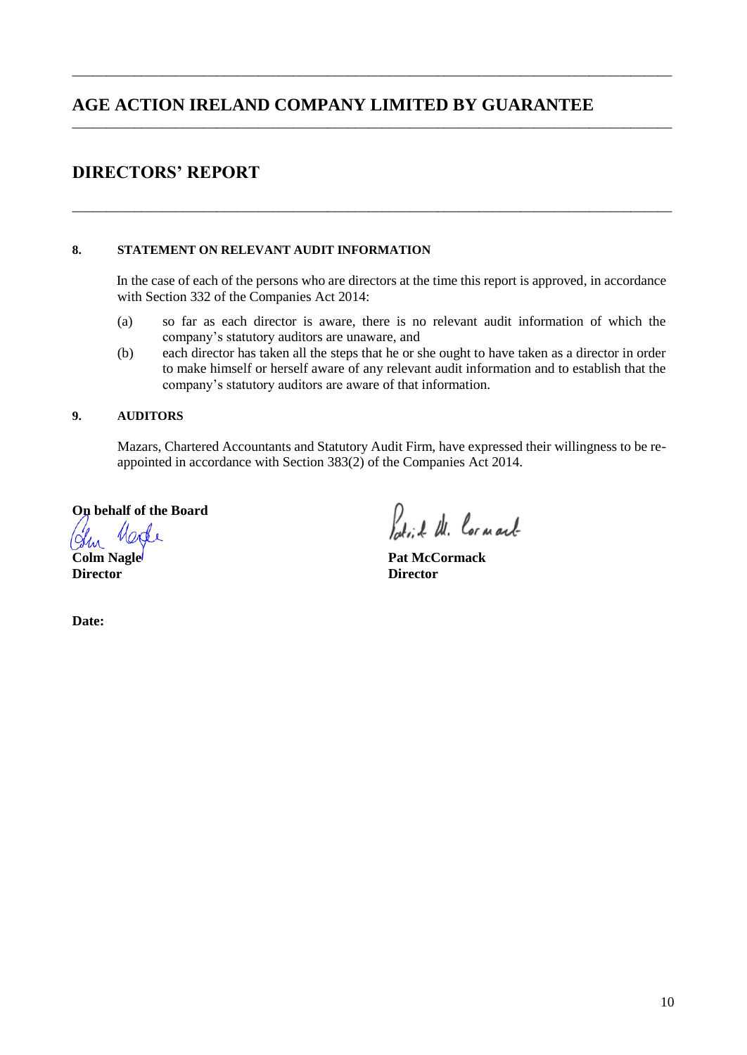# AGE ACTION IRELAND COMPANY LIMITED BY GUARANTEE

## DIRECTORS' REPORT

### 8. STATEMENT ON RELEVANT AUDIT INFORMATION

In the case of each of the persons who are directors at the time this report is approved, in accordance with Section 332 of the Companies Act 2014:

(a) so far as each director is aware, there is no relevant audit information of which the company's statutory auditors are unaware, and

(b) each director has taken all the steps that he or she ought to have taken as a director in order to make himself or herself aware of any relevant audit information and to establish that the company's statutory auditors are aware of that information.

### 9. AUDITORS

Mazars, Chartered Accountants and Statutory Audit Firm, have expressed their willingness to be re-appointed in accordance with Section 383(2) of the Companies Act 2014.

**On behalf of the Board**

**Colm Nagle**
**Director**

**Pat McCormack**
**Director**

**Date:**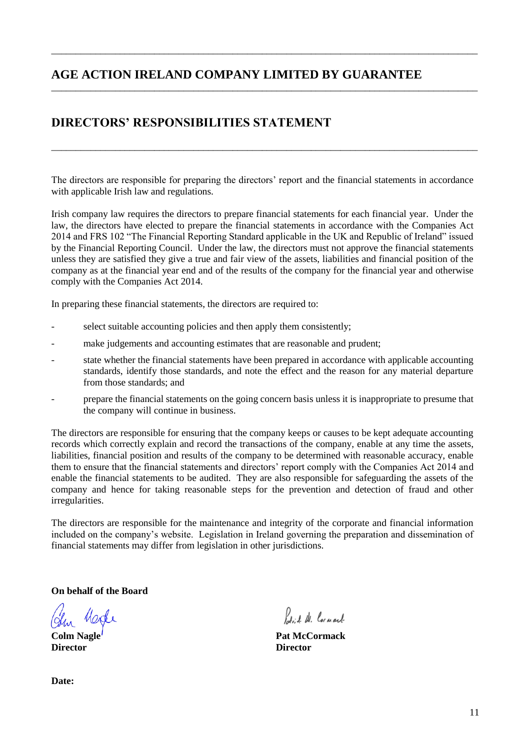# AGE ACTION IRELAND COMPANY LIMITED BY GUARANTEE

## DIRECTORS' RESPONSIBILITIES STATEMENT

The directors are responsible for preparing the directors' report and the financial statements in accordance with applicable Irish law and regulations.

Irish company law requires the directors to prepare financial statements for each financial year. Under the law, the directors have elected to prepare the financial statements in accordance with the Companies Act 2014 and FRS 102 "The Financial Reporting Standard applicable in the UK and Republic of Ireland" issued by the Financial Reporting Council. Under the law, the directors must not approve the financial statements unless they are satisfied they give a true and fair view of the assets, liabilities and financial position of the company as at the financial year end and of the results of the company for the financial year and otherwise comply with the Companies Act 2014.

In preparing these financial statements, the directors are required to:

- select suitable accounting policies and then apply them consistently;
- make judgements and accounting estimates that are reasonable and prudent;
- state whether the financial statements have been prepared in accordance with applicable accounting standards, identify those standards, and note the effect and the reason for any material departure from those standards; and
- prepare the financial statements on the going concern basis unless it is inappropriate to presume that the company will continue in business.

The directors are responsible for ensuring that the company keeps or causes to be kept adequate accounting records which correctly explain and record the transactions of the company, enable at any time the assets, liabilities, financial position and results of the company to be determined with reasonable accuracy, enable them to ensure that the financial statements and directors' report comply with the Companies Act 2014 and enable the financial statements to be audited. They are also responsible for safeguarding the assets of the company and hence for taking reasonable steps for the prevention and detection of fraud and other irregularities.

The directors are responsible for the maintenance and integrity of the corporate and financial information included on the company's website. Legislation in Ireland governing the preparation and dissemination of financial statements may differ from legislation in other jurisdictions.

**On behalf of the Board**

**Colm Nagle**
**Director**

**Pat McCormack**
**Director**

**Date:**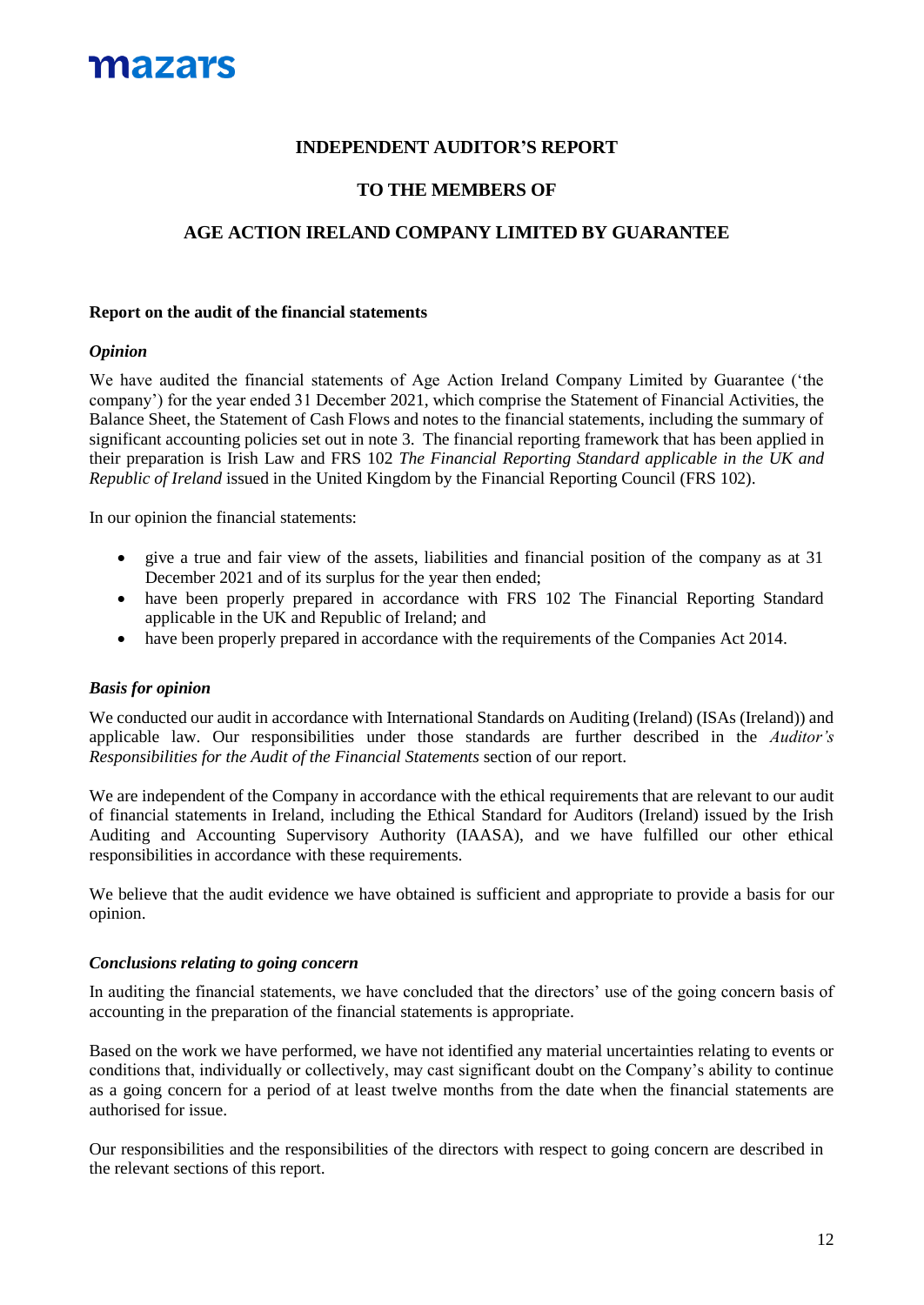# INDEPENDENT AUDITOR'S REPORT

## TO THE MEMBERS OF

## AGE ACTION IRELAND COMPANY LIMITED BY GUARANTEE

### Report on the audit of the financial statements

#### *Opinion*

We have audited the financial statements of Age Action Ireland Company Limited by Guarantee ('the company') for the year ended 31 December 2021, which comprise the Statement of Financial Activities, the Balance Sheet, the Statement of Cash Flows and notes to the financial statements, including the summary of significant accounting policies set out in note 3. The financial reporting framework that has been applied in their preparation is Irish Law and FRS 102 *The Financial Reporting Standard applicable in the UK and Republic of Ireland* issued in the United Kingdom by the Financial Reporting Council (FRS 102).

In our opinion the financial statements:

- give a true and fair view of the assets, liabilities and financial position of the company as at 31 December 2021 and of its surplus for the year then ended;
- have been properly prepared in accordance with FRS 102 The Financial Reporting Standard applicable in the UK and Republic of Ireland; and
- have been properly prepared in accordance with the requirements of the Companies Act 2014.

#### *Basis for opinion*

We conducted our audit in accordance with International Standards on Auditing (Ireland) (ISAs (Ireland)) and applicable law. Our responsibilities under those standards are further described in the *Auditor's Responsibilities for the Audit of the Financial Statements* section of our report.

We are independent of the Company in accordance with the ethical requirements that are relevant to our audit of financial statements in Ireland, including the Ethical Standard for Auditors (Ireland) issued by the Irish Auditing and Accounting Supervisory Authority (IAASA), and we have fulfilled our other ethical responsibilities in accordance with these requirements.

We believe that the audit evidence we have obtained is sufficient and appropriate to provide a basis for our opinion.

#### *Conclusions relating to going concern*

In auditing the financial statements, we have concluded that the directors' use of the going concern basis of accounting in the preparation of the financial statements is appropriate.

Based on the work we have performed, we have not identified any material uncertainties relating to events or conditions that, individually or collectively, may cast significant doubt on the Company's ability to continue as a going concern for a period of at least twelve months from the date when the financial statements are authorised for issue.

Our responsibilities and the responsibilities of the directors with respect to going concern are described in the relevant sections of this report.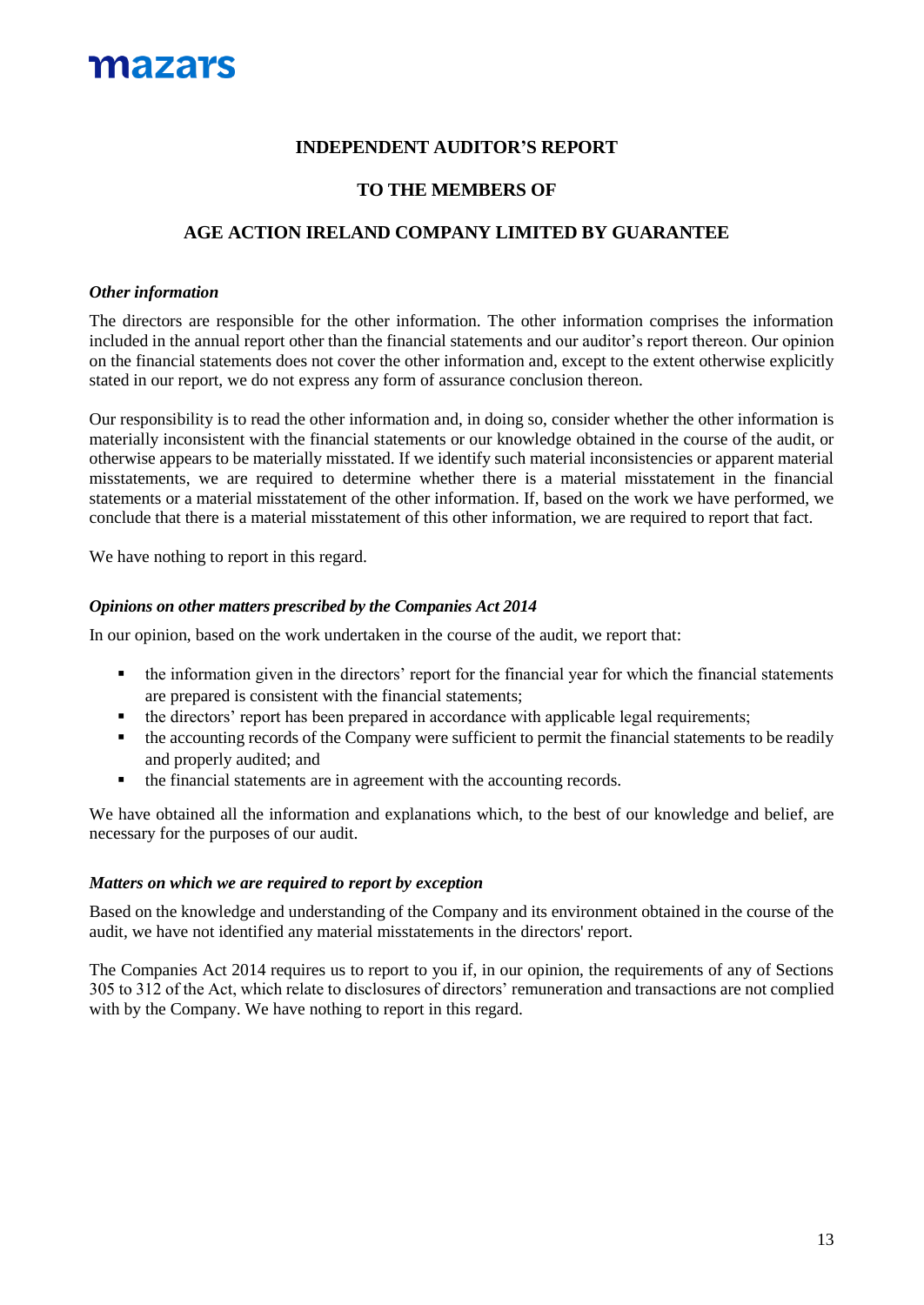**INDEPENDENT AUDITOR'S REPORT**

**TO THE MEMBERS OF**

**AGE ACTION IRELAND COMPANY LIMITED BY GUARANTEE**

***Other information***

The directors are responsible for the other information. The other information comprises the information included in the annual report other than the financial statements and our auditor's report thereon. Our opinion on the financial statements does not cover the other information and, except to the extent otherwise explicitly stated in our report, we do not express any form of assurance conclusion thereon.

Our responsibility is to read the other information and, in doing so, consider whether the other information is materially inconsistent with the financial statements or our knowledge obtained in the course of the audit, or otherwise appears to be materially misstated. If we identify such material inconsistencies or apparent material misstatements, we are required to determine whether there is a material misstatement in the financial statements or a material misstatement of the other information. If, based on the work we have performed, we conclude that there is a material misstatement of this other information, we are required to report that fact.

We have nothing to report in this regard.

***Opinions on other matters prescribed by the Companies Act 2014***

In our opinion, based on the work undertaken in the course of the audit, we report that:

- the information given in the directors' report for the financial year for which the financial statements are prepared is consistent with the financial statements;
- the directors' report has been prepared in accordance with applicable legal requirements;
- the accounting records of the Company were sufficient to permit the financial statements to be readily and properly audited; and
- the financial statements are in agreement with the accounting records.

We have obtained all the information and explanations which, to the best of our knowledge and belief, are necessary for the purposes of our audit.

***Matters on which we are required to report by exception***

Based on the knowledge and understanding of the Company and its environment obtained in the course of the audit, we have not identified any material misstatements in the directors' report.

The Companies Act 2014 requires us to report to you if, in our opinion, the requirements of any of Sections 305 to 312 of the Act, which relate to disclosures of directors' remuneration and transactions are not complied with by the Company. We have nothing to report in this regard.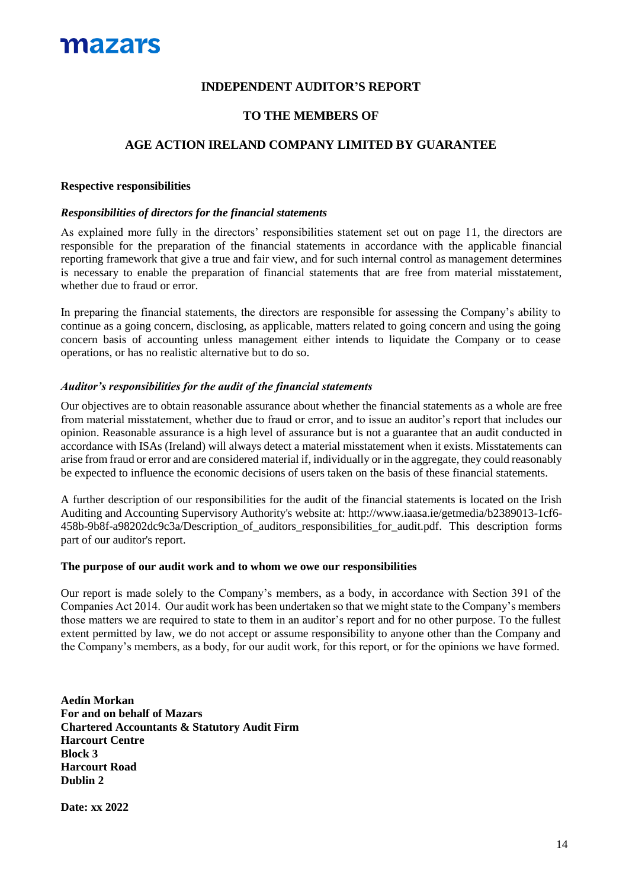mazars

# INDEPENDENT AUDITOR'S REPORT

# TO THE MEMBERS OF

# AGE ACTION IRELAND COMPANY LIMITED BY GUARANTEE

**Respective responsibilities**

***Responsibilities of directors for the financial statements***

As explained more fully in the directors' responsibilities statement set out on page 11, the directors are responsible for the preparation of the financial statements in accordance with the applicable financial reporting framework that give a true and fair view, and for such internal control as management determines is necessary to enable the preparation of financial statements that are free from material misstatement, whether due to fraud or error.

In preparing the financial statements, the directors are responsible for assessing the Company's ability to continue as a going concern, disclosing, as applicable, matters related to going concern and using the going concern basis of accounting unless management either intends to liquidate the Company or to cease operations, or has no realistic alternative but to do so.

***Auditor's responsibilities for the audit of the financial statements***

Our objectives are to obtain reasonable assurance about whether the financial statements as a whole are free from material misstatement, whether due to fraud or error, and to issue an auditor's report that includes our opinion. Reasonable assurance is a high level of assurance but is not a guarantee that an audit conducted in accordance with ISAs (Ireland) will always detect a material misstatement when it exists. Misstatements can arise from fraud or error and are considered material if, individually or in the aggregate, they could reasonably be expected to influence the economic decisions of users taken on the basis of these financial statements.

A further description of our responsibilities for the audit of the financial statements is located on the Irish Auditing and Accounting Supervisory Authority's website at: http://www.iaasa.ie/getmedia/b2389013-1cf6-458b-9b8f-a98202dc9c3a/Description_of_auditors_responsibilities_for_audit.pdf. This description forms part of our auditor's report.

**The purpose of our audit work and to whom we owe our responsibilities**

Our report is made solely to the Company's members, as a body, in accordance with Section 391 of the Companies Act 2014. Our audit work has been undertaken so that we might state to the Company's members those matters we are required to state to them in an auditor's report and for no other purpose. To the fullest extent permitted by law, we do not accept or assume responsibility to anyone other than the Company and the Company's members, as a body, for our audit work, for this report, or for the opinions we have formed.

**Aedín Morkan**
**For and on behalf of Mazars**
**Chartered Accountants & Statutory Audit Firm**
**Harcourt Centre**
**Block 3**
**Harcourt Road**
**Dublin 2**

**Date: xx 2022**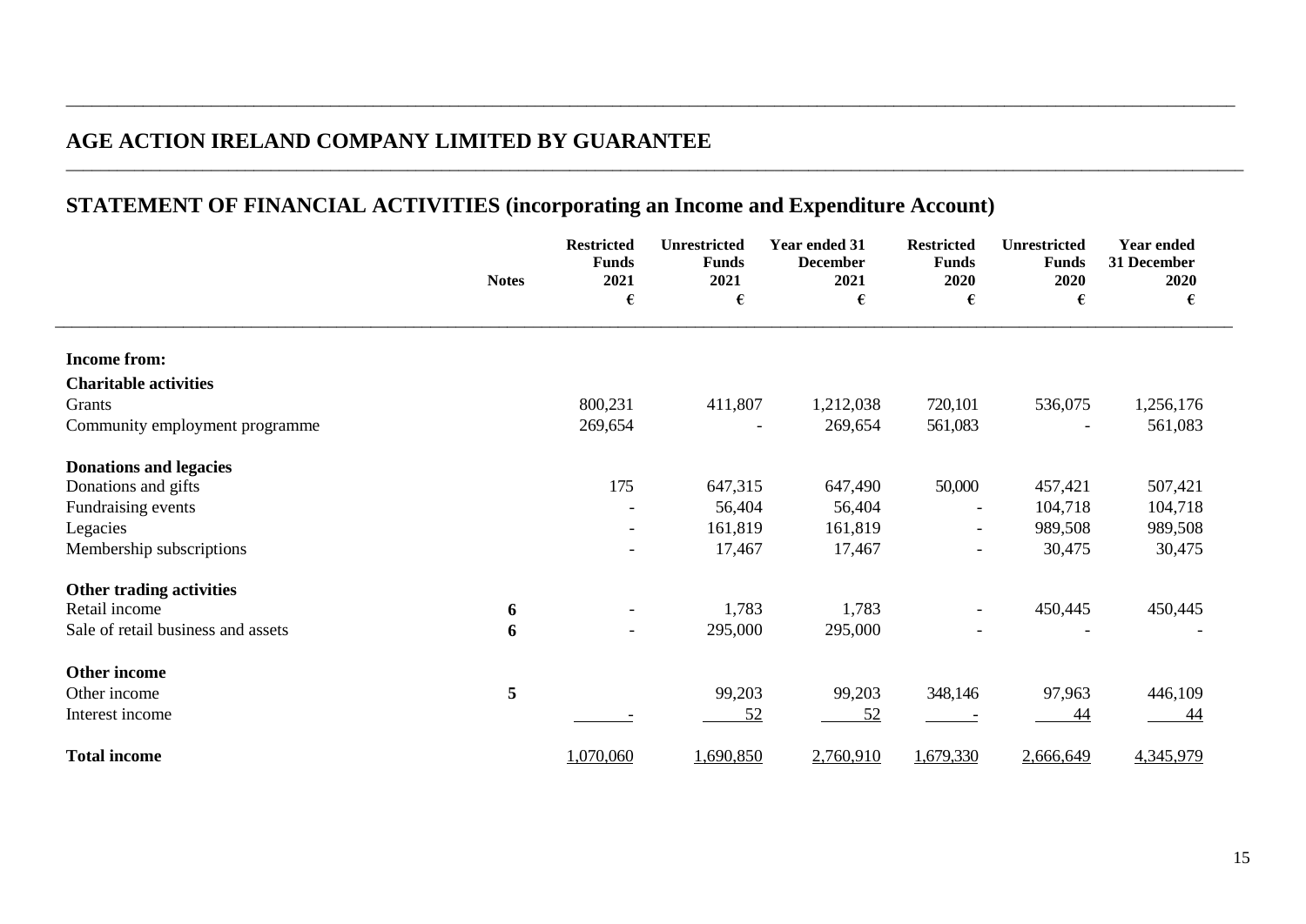## AGE ACTION IRELAND COMPANY LIMITED BY GUARANTEE

## STATEMENT OF FINANCIAL ACTIVITIES (incorporating an Income and Expenditure Account)

| | Notes | Restricted Funds 2021 € | Unrestricted Funds 2021 € | Year ended 31 December 2021 € | Restricted Funds 2020 € | Unrestricted Funds 2020 € | Year ended 31 December 2020 € |
|---|---|---|---|---|---|---|---|
| **Income from:** | | | | | | | |
| **Charitable activities** | | | | | | | |
| Grants | | 800,231 | 411,807 | 1,212,038 | 720,101 | 536,075 | 1,256,176 |
| Community employment programme | | 269,654 | - | 269,654 | 561,083 | - | 561,083 |
| **Donations and legacies** | | | | | | | |
| Donations and gifts | | 175 | 647,315 | 647,490 | 50,000 | 457,421 | 507,421 |
| Fundraising events | | - | 56,404 | 56,404 | - | 104,718 | 104,718 |
| Legacies | | - | 161,819 | 161,819 | - | 989,508 | 989,508 |
| Membership subscriptions | | - | 17,467 | 17,467 | - | 30,475 | 30,475 |
| **Other trading activities** | | | | | | | |
| Retail income | 6 | - | 1,783 | 1,783 | - | 450,445 | 450,445 |
| Sale of retail business and assets | 6 | - | 295,000 | 295,000 | - | - | - |
| **Other income** | | | | | | | |
| Other income | 5 | | 99,203 | 99,203 | 348,146 | 97,963 | 446,109 |
| Interest income | | - | 52 | 52 | - | 44 | 44 |
| **Total income** | | 1,070,060 | 1,690,850 | 2,760,910 | 1,679,330 | 2,666,649 | 4,345,979 |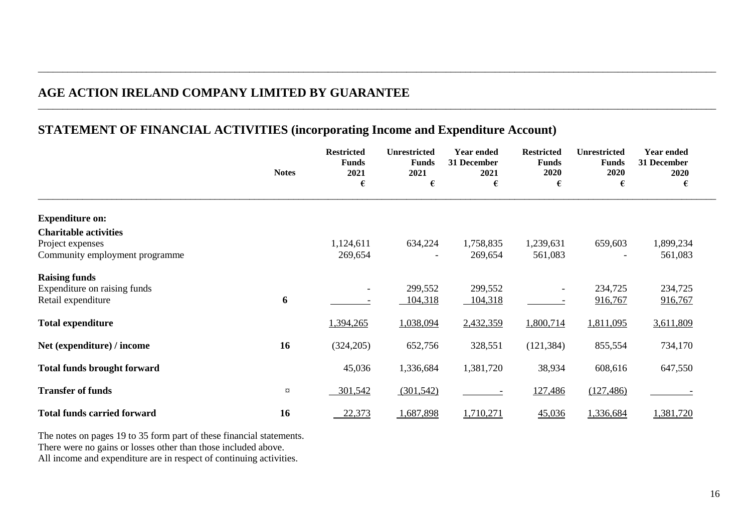## AGE ACTION IRELAND COMPANY LIMITED BY GUARANTEE

## STATEMENT OF FINANCIAL ACTIVITIES (incorporating Income and Expenditure Account)

| | Notes | Restricted Funds 2021 € | Unrestricted Funds 2021 € | Year ended 31 December 2021 € | Restricted Funds 2020 € | Unrestricted Funds 2020 € | Year ended 31 December 2020 € |
|---|---|---|---|---|---|---|---|
| **Expenditure on:** | | | | | | | |
| **Charitable activities** | | | | | | | |
| Project expenses | | 1,124,611 | 634,224 | 1,758,835 | 1,239,631 | 659,603 | 1,899,234 |
| Community employment programme | | 269,654 | - | 269,654 | 561,083 | - | 561,083 |
| **Raising funds** | | | | | | | |
| Expenditure on raising funds | | - | 299,552 | 299,552 | - | 234,725 | 234,725 |
| Retail expenditure | 6 | - | 104,318 | 104,318 | - | 916,767 | 916,767 |
| **Total expenditure** | | 1,394,265 | 1,038,094 | 2,432,359 | 1,800,714 | 1,811,095 | 3,611,809 |
| **Net (expenditure) / income** | 16 | (324,205) | 652,756 | 328,551 | (121,384) | 855,554 | 734,170 |
| **Total funds brought forward** | | 45,036 | 1,336,684 | 1,381,720 | 38,934 | 608,616 | 647,550 |
| **Transfer of funds** | ¤ | 301,542 | (301,542) | - | 127,486 | (127,486) | - |
| **Total funds carried forward** | 16 | 22,373 | 1,687,898 | 1,710,271 | 45,036 | 1,336,684 | 1,381,720 |

The notes on pages 19 to 35 form part of these financial statements.
There were no gains or losses other than those included above.
All income and expenditure are in respect of continuing activities.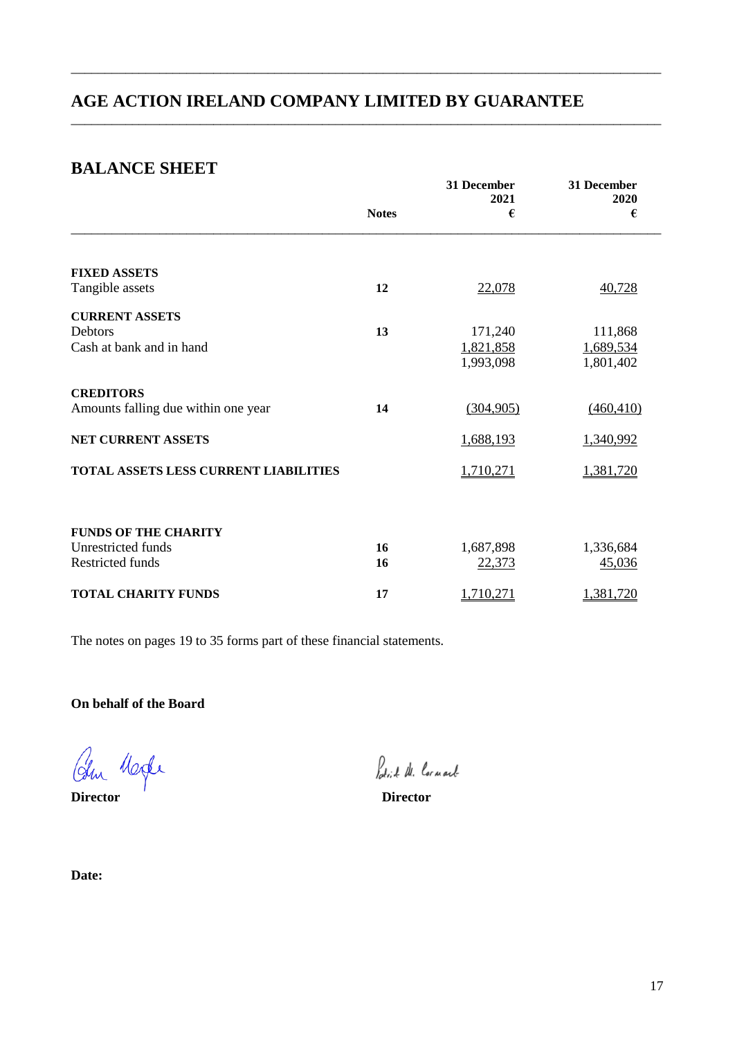## AGE ACTION IRELAND COMPANY LIMITED BY GUARANTEE

## BALANCE SHEET

| | Notes | 31 December 2021 € | 31 December 2020 € |
|---|---|---|---|
| **FIXED ASSETS** | | | |
| Tangible assets | **12** | 22,078 | 40,728 |
| **CURRENT ASSETS** | | | |
| Debtors | **13** | 171,240 | 111,868 |
| Cash at bank and in hand | | 1,821,858 | 1,689,534 |
| | | 1,993,098 | 1,801,402 |
| **CREDITORS** | | | |
| Amounts falling due within one year | **14** | (304,905) | (460,410) |
| **NET CURRENT ASSETS** | | 1,688,193 | 1,340,992 |
| **TOTAL ASSETS LESS CURRENT LIABILITIES** | | 1,710,271 | 1,381,720 |
| **FUNDS OF THE CHARITY** | | | |
| Unrestricted funds | **16** | 1,687,898 | 1,336,684 |
| Restricted funds | **16** | 22,373 | 45,036 |
| **TOTAL CHARITY FUNDS** | **17** | 1,710,271 | 1,381,720 |

The notes on pages 19 to 35 forms part of these financial statements.

**On behalf of the Board**

**Director** **Director**

**Date:**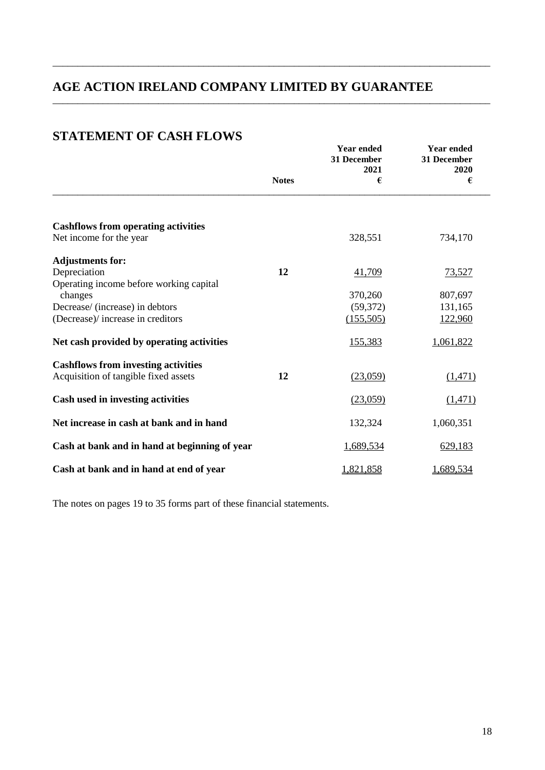# AGE ACTION IRELAND COMPANY LIMITED BY GUARANTEE

## STATEMENT OF CASH FLOWS

| | Notes | Year ended 31 December 2021 € | Year ended 31 December 2020 € |
|---|---|---|---|
| **Cashflows from operating activities** | | | |
| Net income for the year | | 328,551 | 734,170 |
| **Adjustments for:** | | | |
| Depreciation | **12** | 41,709 | 73,527 |
| Operating income before working capital changes | | 370,260 | 807,697 |
| Decrease/ (increase) in debtors | | (59,372) | 131,165 |
| (Decrease)/ increase in creditors | | (155,505) | 122,960 |
| **Net cash provided by operating activities** | | 155,383 | 1,061,822 |
| **Cashflows from investing activities** | | | |
| Acquisition of tangible fixed assets | **12** | (23,059) | (1,471) |
| **Cash used in investing activities** | | (23,059) | (1,471) |
| **Net increase in cash at bank and in hand** | | 132,324 | 1,060,351 |
| **Cash at bank and in hand at beginning of year** | | 1,689,534 | 629,183 |
| **Cash at bank and in hand at end of year** | | 1,821,858 | 1,689,534 |

The notes on pages 19 to 35 forms part of these financial statements.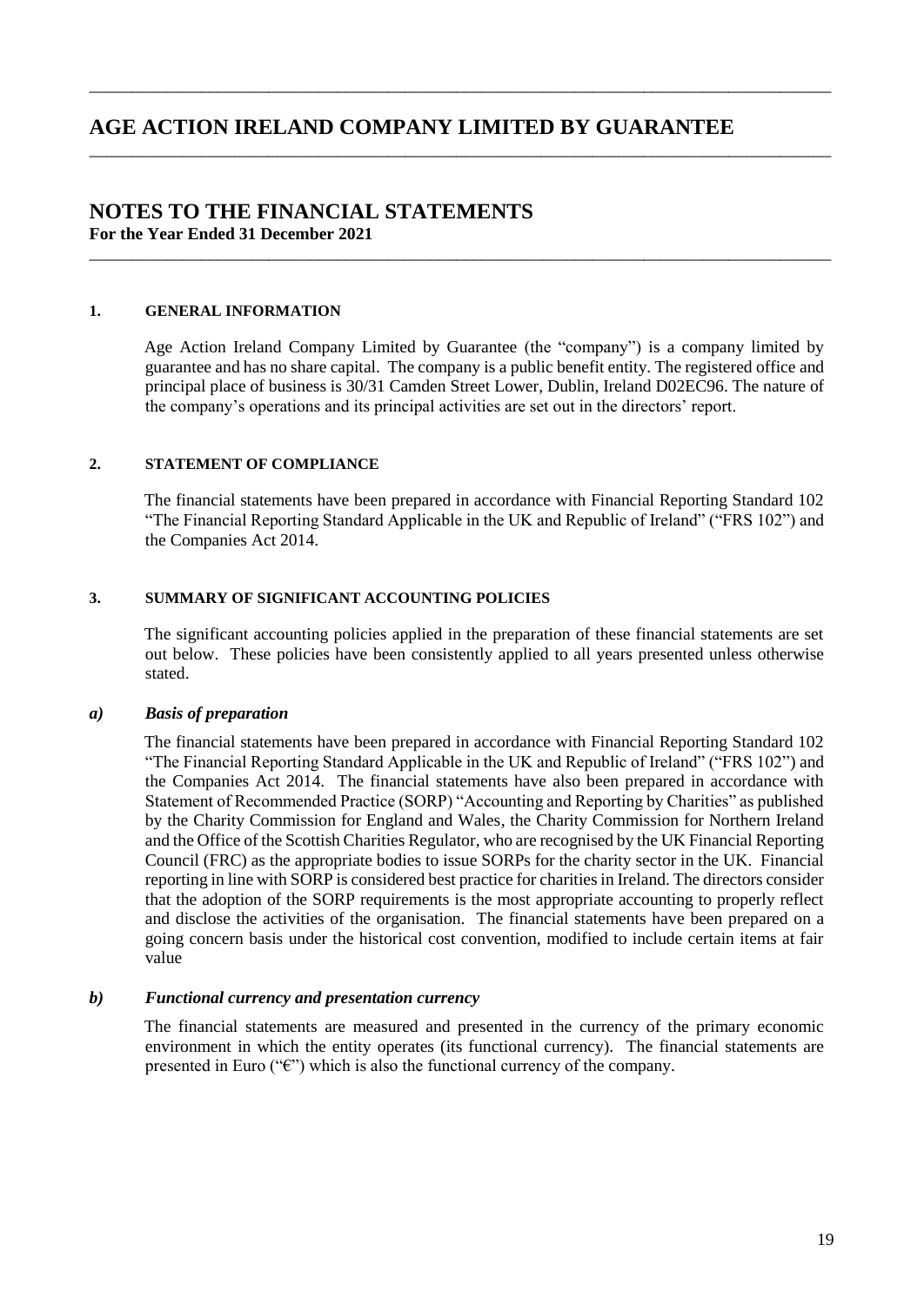# AGE ACTION IRELAND COMPANY LIMITED BY GUARANTEE

## NOTES TO THE FINANCIAL STATEMENTS

**For the Year Ended 31 December 2021**

### 1. GENERAL INFORMATION

Age Action Ireland Company Limited by Guarantee (the "company") is a company limited by guarantee and has no share capital. The company is a public benefit entity. The registered office and principal place of business is 30/31 Camden Street Lower, Dublin, Ireland D02EC96. The nature of the company's operations and its principal activities are set out in the directors' report.

### 2. STATEMENT OF COMPLIANCE

The financial statements have been prepared in accordance with Financial Reporting Standard 102 "The Financial Reporting Standard Applicable in the UK and Republic of Ireland" ("FRS 102") and the Companies Act 2014.

### 3. SUMMARY OF SIGNIFICANT ACCOUNTING POLICIES

The significant accounting policies applied in the preparation of these financial statements are set out below. These policies have been consistently applied to all years presented unless otherwise stated.

#### *a) Basis of preparation*

The financial statements have been prepared in accordance with Financial Reporting Standard 102 "The Financial Reporting Standard Applicable in the UK and Republic of Ireland" ("FRS 102") and the Companies Act 2014. The financial statements have also been prepared in accordance with Statement of Recommended Practice (SORP) "Accounting and Reporting by Charities" as published by the Charity Commission for England and Wales, the Charity Commission for Northern Ireland and the Office of the Scottish Charities Regulator, who are recognised by the UK Financial Reporting Council (FRC) as the appropriate bodies to issue SORPs for the charity sector in the UK. Financial reporting in line with SORP is considered best practice for charities in Ireland. The directors consider that the adoption of the SORP requirements is the most appropriate accounting to properly reflect and disclose the activities of the organisation. The financial statements have been prepared on a going concern basis under the historical cost convention, modified to include certain items at fair value

#### *b) Functional currency and presentation currency*

The financial statements are measured and presented in the currency of the primary economic environment in which the entity operates (its functional currency). The financial statements are presented in Euro ("€") which is also the functional currency of the company.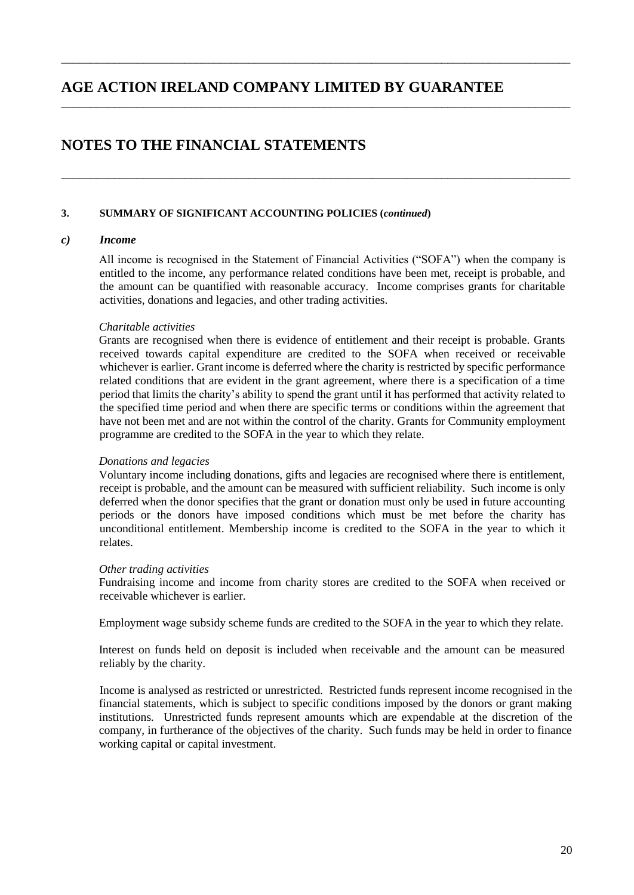# AGE ACTION IRELAND COMPANY LIMITED BY GUARANTEE

## NOTES TO THE FINANCIAL STATEMENTS

### 3. SUMMARY OF SIGNIFICANT ACCOUNTING POLICIES (*continued*)

#### *c) Income*

All income is recognised in the Statement of Financial Activities ("SOFA") when the company is entitled to the income, any performance related conditions have been met, receipt is probable, and the amount can be quantified with reasonable accuracy. Income comprises grants for charitable activities, donations and legacies, and other trading activities.

*Charitable activities*

Grants are recognised when there is evidence of entitlement and their receipt is probable. Grants received towards capital expenditure are credited to the SOFA when received or receivable whichever is earlier. Grant income is deferred where the charity is restricted by specific performance related conditions that are evident in the grant agreement, where there is a specification of a time period that limits the charity's ability to spend the grant until it has performed that activity related to the specified time period and when there are specific terms or conditions within the agreement that have not been met and are not within the control of the charity. Grants for Community employment programme are credited to the SOFA in the year to which they relate.

*Donations and legacies*

Voluntary income including donations, gifts and legacies are recognised where there is entitlement, receipt is probable, and the amount can be measured with sufficient reliability. Such income is only deferred when the donor specifies that the grant or donation must only be used in future accounting periods or the donors have imposed conditions which must be met before the charity has unconditional entitlement. Membership income is credited to the SOFA in the year to which it relates.

*Other trading activities*

Fundraising income and income from charity stores are credited to the SOFA when received or receivable whichever is earlier.

Employment wage subsidy scheme funds are credited to the SOFA in the year to which they relate.

Interest on funds held on deposit is included when receivable and the amount can be measured reliably by the charity.

Income is analysed as restricted or unrestricted. Restricted funds represent income recognised in the financial statements, which is subject to specific conditions imposed by the donors or grant making institutions. Unrestricted funds represent amounts which are expendable at the discretion of the company, in furtherance of the objectives of the charity. Such funds may be held in order to finance working capital or capital investment.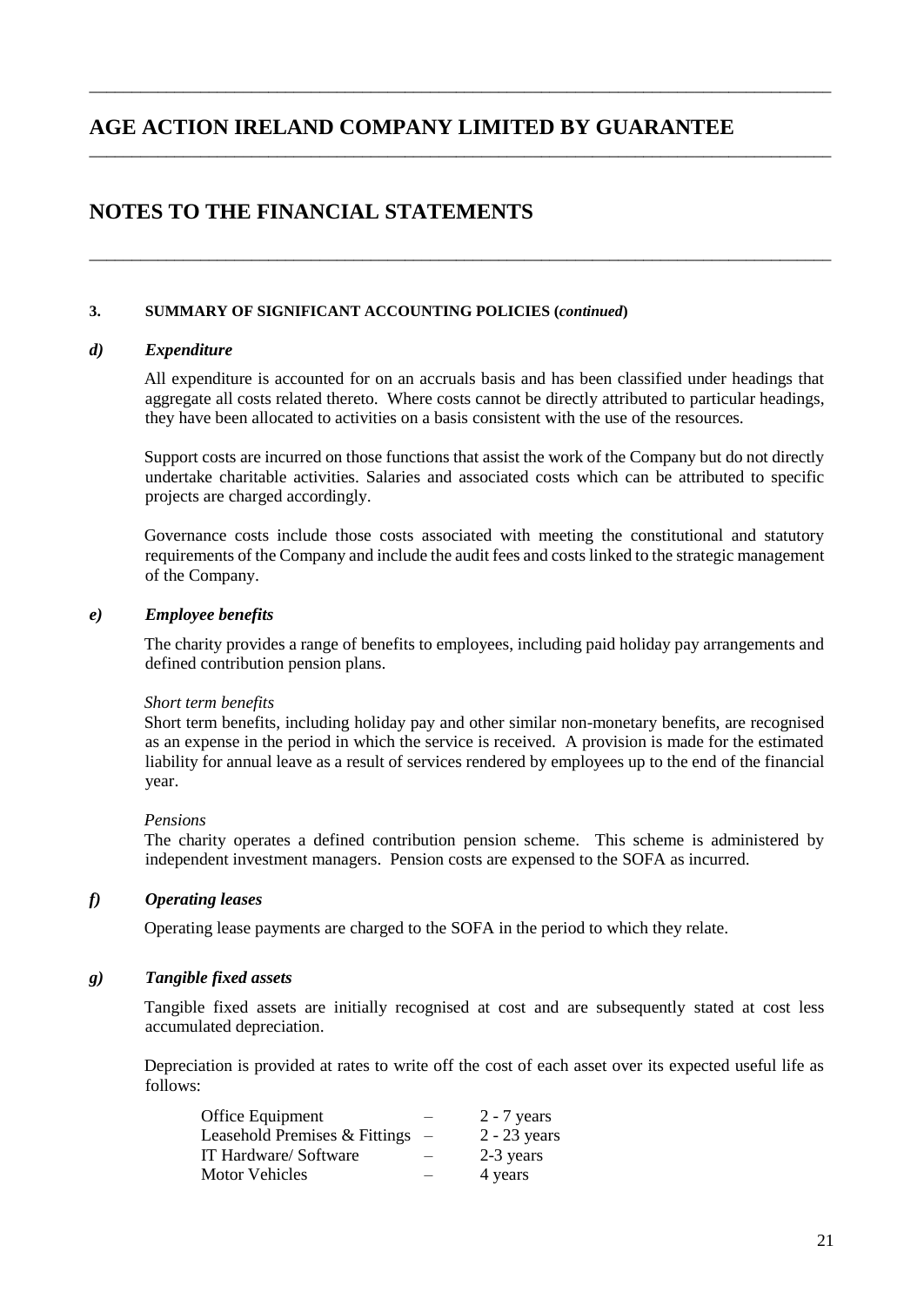# AGE ACTION IRELAND COMPANY LIMITED BY GUARANTEE

## NOTES TO THE FINANCIAL STATEMENTS

### 3. SUMMARY OF SIGNIFICANT ACCOUNTING POLICIES (*continued*)

#### *d) Expenditure*

All expenditure is accounted for on an accruals basis and has been classified under headings that aggregate all costs related thereto. Where costs cannot be directly attributed to particular headings, they have been allocated to activities on a basis consistent with the use of the resources.

Support costs are incurred on those functions that assist the work of the Company but do not directly undertake charitable activities. Salaries and associated costs which can be attributed to specific projects are charged accordingly.

Governance costs include those costs associated with meeting the constitutional and statutory requirements of the Company and include the audit fees and costs linked to the strategic management of the Company.

#### *e) Employee benefits*

The charity provides a range of benefits to employees, including paid holiday pay arrangements and defined contribution pension plans.

*Short term benefits*
Short term benefits, including holiday pay and other similar non-monetary benefits, are recognised as an expense in the period in which the service is received. A provision is made for the estimated liability for annual leave as a result of services rendered by employees up to the end of the financial year.

*Pensions*
The charity operates a defined contribution pension scheme. This scheme is administered by independent investment managers. Pension costs are expensed to the SOFA as incurred.

#### *f) Operating leases*

Operating lease payments are charged to the SOFA in the period to which they relate.

#### *g) Tangible fixed assets*

Tangible fixed assets are initially recognised at cost and are subsequently stated at cost less accumulated depreciation.

Depreciation is provided at rates to write off the cost of each asset over its expected useful life as follows:

| | | |
|---|---|---|
| Office Equipment | – | 2 - 7 years |
| Leasehold Premises & Fittings | – | 2 - 23 years |
| IT Hardware/ Software | – | 2-3 years |
| Motor Vehicles | – | 4 years |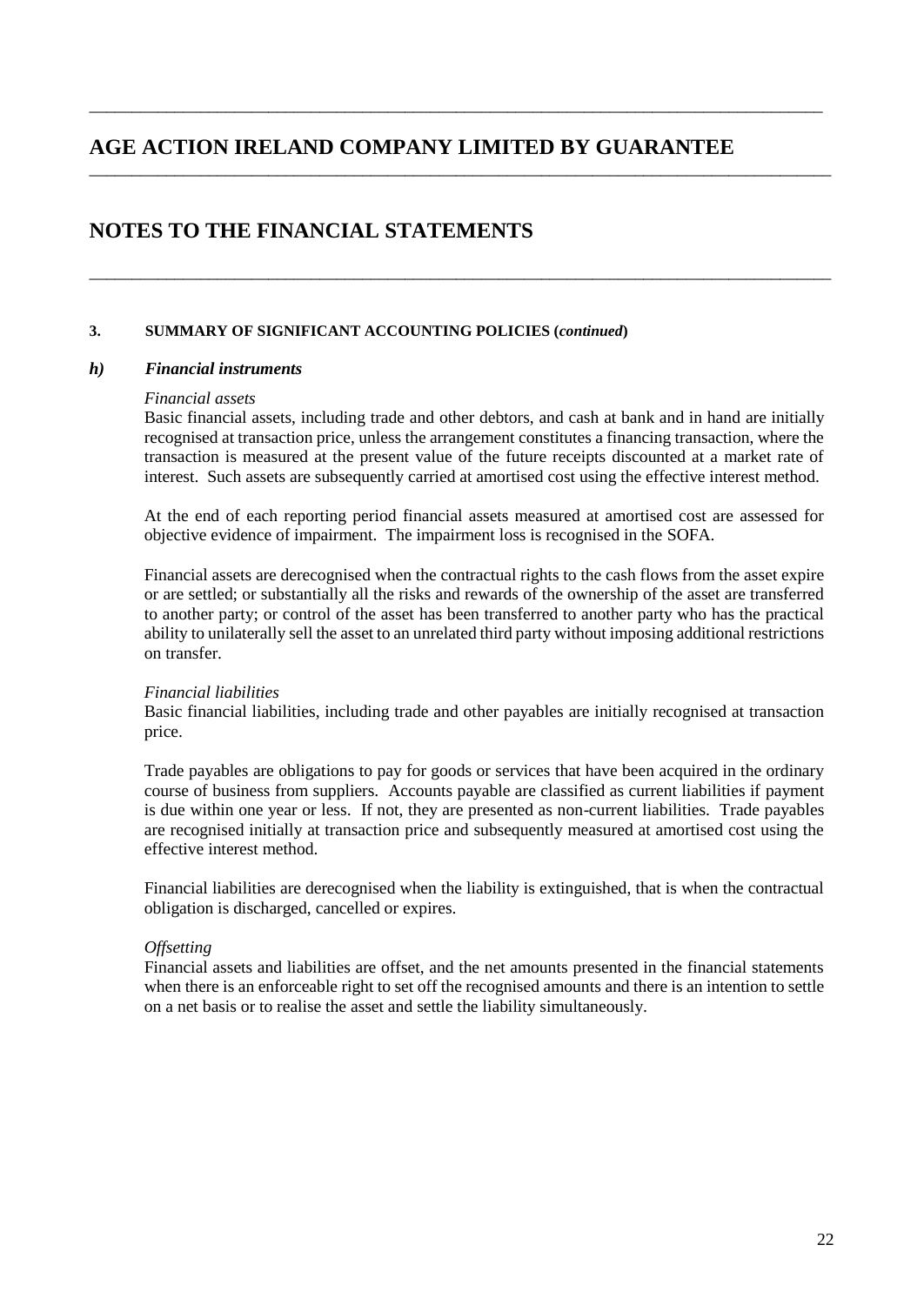# AGE ACTION IRELAND COMPANY LIMITED BY GUARANTEE

# NOTES TO THE FINANCIAL STATEMENTS

**3. SUMMARY OF SIGNIFICANT ACCOUNTING POLICIES (*continued*)**

***h) Financial instruments***

*Financial assets*

Basic financial assets, including trade and other debtors, and cash at bank and in hand are initially recognised at transaction price, unless the arrangement constitutes a financing transaction, where the transaction is measured at the present value of the future receipts discounted at a market rate of interest. Such assets are subsequently carried at amortised cost using the effective interest method.

At the end of each reporting period financial assets measured at amortised cost are assessed for objective evidence of impairment. The impairment loss is recognised in the SOFA.

Financial assets are derecognised when the contractual rights to the cash flows from the asset expire or are settled; or substantially all the risks and rewards of the ownership of the asset are transferred to another party; or control of the asset has been transferred to another party who has the practical ability to unilaterally sell the asset to an unrelated third party without imposing additional restrictions on transfer.

*Financial liabilities*

Basic financial liabilities, including trade and other payables are initially recognised at transaction price.

Trade payables are obligations to pay for goods or services that have been acquired in the ordinary course of business from suppliers. Accounts payable are classified as current liabilities if payment is due within one year or less. If not, they are presented as non-current liabilities. Trade payables are recognised initially at transaction price and subsequently measured at amortised cost using the effective interest method.

Financial liabilities are derecognised when the liability is extinguished, that is when the contractual obligation is discharged, cancelled or expires.

*Offsetting*

Financial assets and liabilities are offset, and the net amounts presented in the financial statements when there is an enforceable right to set off the recognised amounts and there is an intention to settle on a net basis or to realise the asset and settle the liability simultaneously.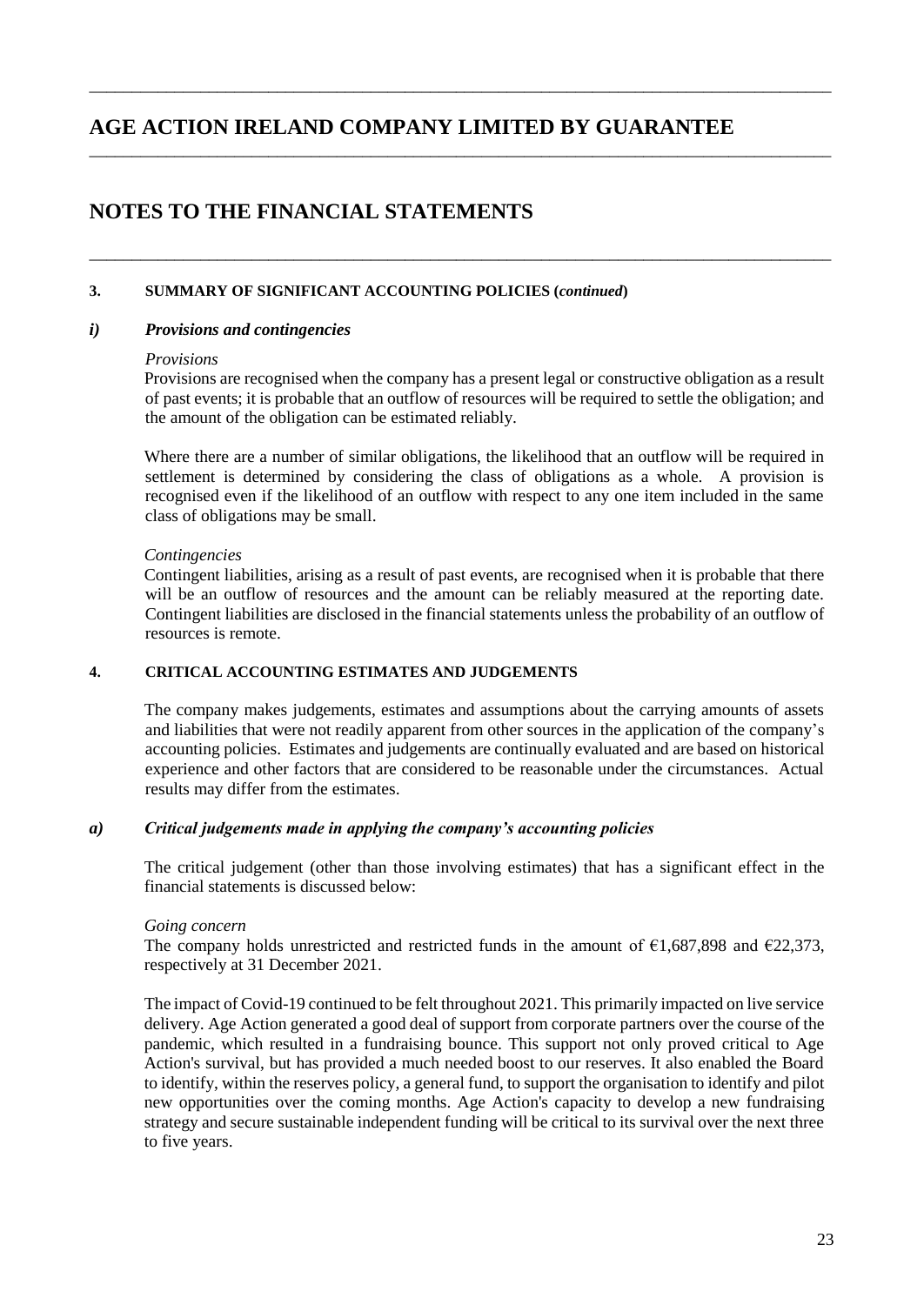# AGE ACTION IRELAND COMPANY LIMITED BY GUARANTEE

# NOTES TO THE FINANCIAL STATEMENTS

### 3. SUMMARY OF SIGNIFICANT ACCOUNTING POLICIES (*continued*)

### *i) Provisions and contingencies*

*Provisions*

Provisions are recognised when the company has a present legal or constructive obligation as a result of past events; it is probable that an outflow of resources will be required to settle the obligation; and the amount of the obligation can be estimated reliably.

Where there are a number of similar obligations, the likelihood that an outflow will be required in settlement is determined by considering the class of obligations as a whole. A provision is recognised even if the likelihood of an outflow with respect to any one item included in the same class of obligations may be small.

*Contingencies*

Contingent liabilities, arising as a result of past events, are recognised when it is probable that there will be an outflow of resources and the amount can be reliably measured at the reporting date. Contingent liabilities are disclosed in the financial statements unless the probability of an outflow of resources is remote.

### 4. CRITICAL ACCOUNTING ESTIMATES AND JUDGEMENTS

The company makes judgements, estimates and assumptions about the carrying amounts of assets and liabilities that were not readily apparent from other sources in the application of the company's accounting policies. Estimates and judgements are continually evaluated and are based on historical experience and other factors that are considered to be reasonable under the circumstances. Actual results may differ from the estimates.

### *a) Critical judgements made in applying the company's accounting policies*

The critical judgement (other than those involving estimates) that has a significant effect in the financial statements is discussed below:

*Going concern*

The company holds unrestricted and restricted funds in the amount of €1,687,898 and €22,373, respectively at 31 December 2021.

The impact of Covid-19 continued to be felt throughout 2021. This primarily impacted on live service delivery. Age Action generated a good deal of support from corporate partners over the course of the pandemic, which resulted in a fundraising bounce. This support not only proved critical to Age Action's survival, but has provided a much needed boost to our reserves. It also enabled the Board to identify, within the reserves policy, a general fund, to support the organisation to identify and pilot new opportunities over the coming months. Age Action's capacity to develop a new fundraising strategy and secure sustainable independent funding will be critical to its survival over the next three to five years.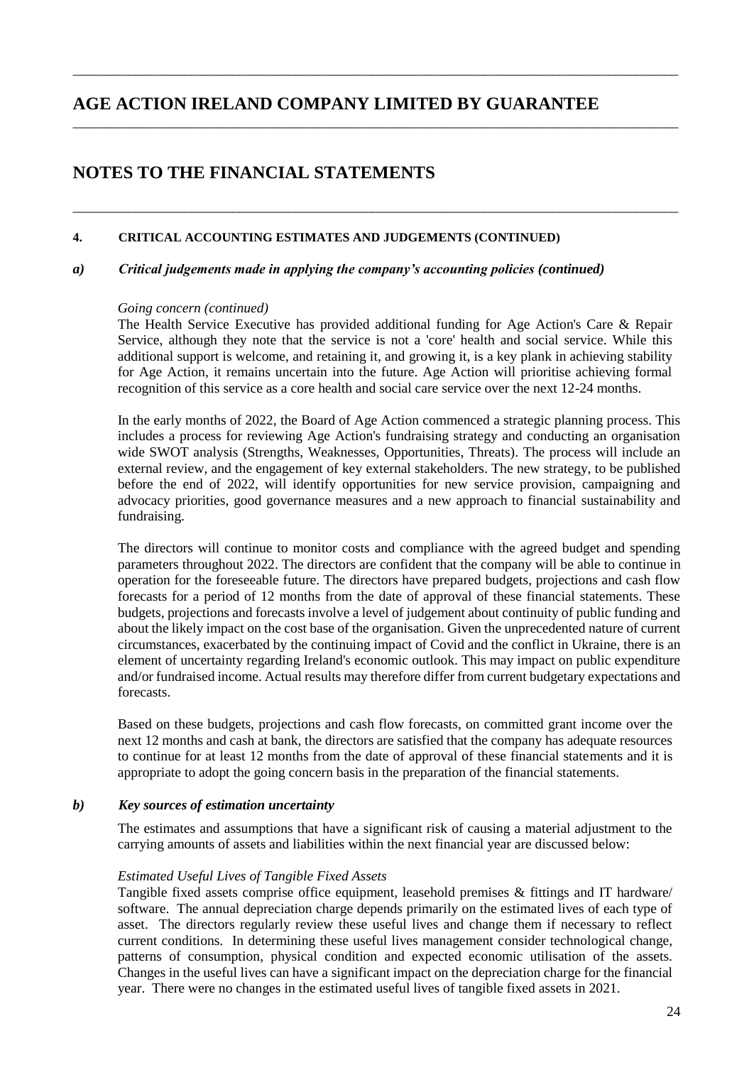# AGE ACTION IRELAND COMPANY LIMITED BY GUARANTEE

# NOTES TO THE FINANCIAL STATEMENTS

#### 4. CRITICAL ACCOUNTING ESTIMATES AND JUDGEMENTS (CONTINUED)

### *a) Critical judgements made in applying the company's accounting policies (continued)*

*Going concern (continued)*

The Health Service Executive has provided additional funding for Age Action's Care & Repair Service, although they note that the service is not a 'core' health and social service. While this additional support is welcome, and retaining it, and growing it, is a key plank in achieving stability for Age Action, it remains uncertain into the future. Age Action will prioritise achieving formal recognition of this service as a core health and social care service over the next 12-24 months.

In the early months of 2022, the Board of Age Action commenced a strategic planning process. This includes a process for reviewing Age Action's fundraising strategy and conducting an organisation wide SWOT analysis (Strengths, Weaknesses, Opportunities, Threats). The process will include an external review, and the engagement of key external stakeholders. The new strategy, to be published before the end of 2022, will identify opportunities for new service provision, campaigning and advocacy priorities, good governance measures and a new approach to financial sustainability and fundraising.

The directors will continue to monitor costs and compliance with the agreed budget and spending parameters throughout 2022. The directors are confident that the company will be able to continue in operation for the foreseeable future. The directors have prepared budgets, projections and cash flow forecasts for a period of 12 months from the date of approval of these financial statements. These budgets, projections and forecasts involve a level of judgement about continuity of public funding and about the likely impact on the cost base of the organisation. Given the unprecedented nature of current circumstances, exacerbated by the continuing impact of Covid and the conflict in Ukraine, there is an element of uncertainty regarding Ireland's economic outlook. This may impact on public expenditure and/or fundraised income. Actual results may therefore differ from current budgetary expectations and forecasts.

Based on these budgets, projections and cash flow forecasts, on committed grant income over the next 12 months and cash at bank, the directors are satisfied that the company has adequate resources to continue for at least 12 months from the date of approval of these financial statements and it is appropriate to adopt the going concern basis in the preparation of the financial statements.

### *b) Key sources of estimation uncertainty*

The estimates and assumptions that have a significant risk of causing a material adjustment to the carrying amounts of assets and liabilities within the next financial year are discussed below:

*Estimated Useful Lives of Tangible Fixed Assets*

Tangible fixed assets comprise office equipment, leasehold premises & fittings and IT hardware/ software. The annual depreciation charge depends primarily on the estimated lives of each type of asset. The directors regularly review these useful lives and change them if necessary to reflect current conditions. In determining these useful lives management consider technological change, patterns of consumption, physical condition and expected economic utilisation of the assets. Changes in the useful lives can have a significant impact on the depreciation charge for the financial year. There were no changes in the estimated useful lives of tangible fixed assets in 2021.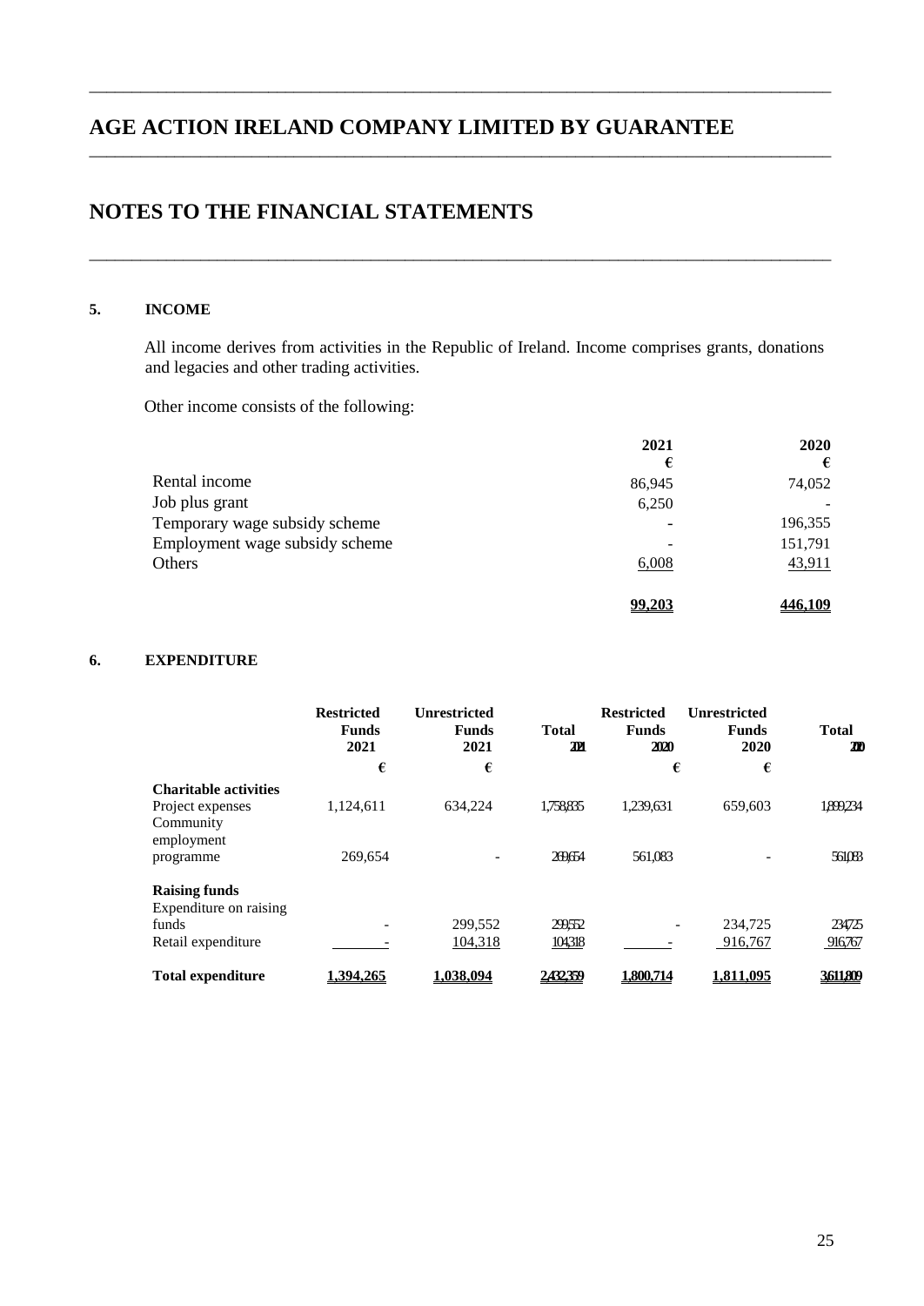# AGE ACTION IRELAND COMPANY LIMITED BY GUARANTEE

## NOTES TO THE FINANCIAL STATEMENTS

### 5. INCOME

All income derives from activities in the Republic of Ireland. Income comprises grants, donations and legacies and other trading activities.

Other income consists of the following:

| | 2021 € | 2020 € |
|---|---|---|
| Rental income | 86,945 | 74,052 |
| Job plus grant | 6,250 | - |
| Temporary wage subsidy scheme | - | 196,355 |
| Employment wage subsidy scheme | - | 151,791 |
| Others | 6,008 | 43,911 |
| | **99,203** | **446,109** |

### 6. EXPENDITURE

| | Restricted Funds 2021 € | Unrestricted Funds 2021 € | Total 2021 | Restricted Funds 2020 € | Unrestricted Funds 2020 € | Total 2020 |
|---|---|---|---|---|---|---|
| **Charitable activities** | | | | | | |
| Project expenses | 1,124,611 | 634,224 | 1,758,835 | 1,239,631 | 659,603 | 1,899,234 |
| Community employment programme | 269,654 | - | 269,654 | 561,083 | - | 561,083 |
| **Raising funds** | | | | | | |
| Expenditure on raising funds | - | 299,552 | 299,552 | - | 234,725 | 234,725 |
| Retail expenditure | - | 104,318 | 104,318 | - | 916,767 | 916,767 |
| **Total expenditure** | **1,394,265** | **1,038,094** | **2,432,359** | **1,800,714** | **1,811,095** | **3,611,809** |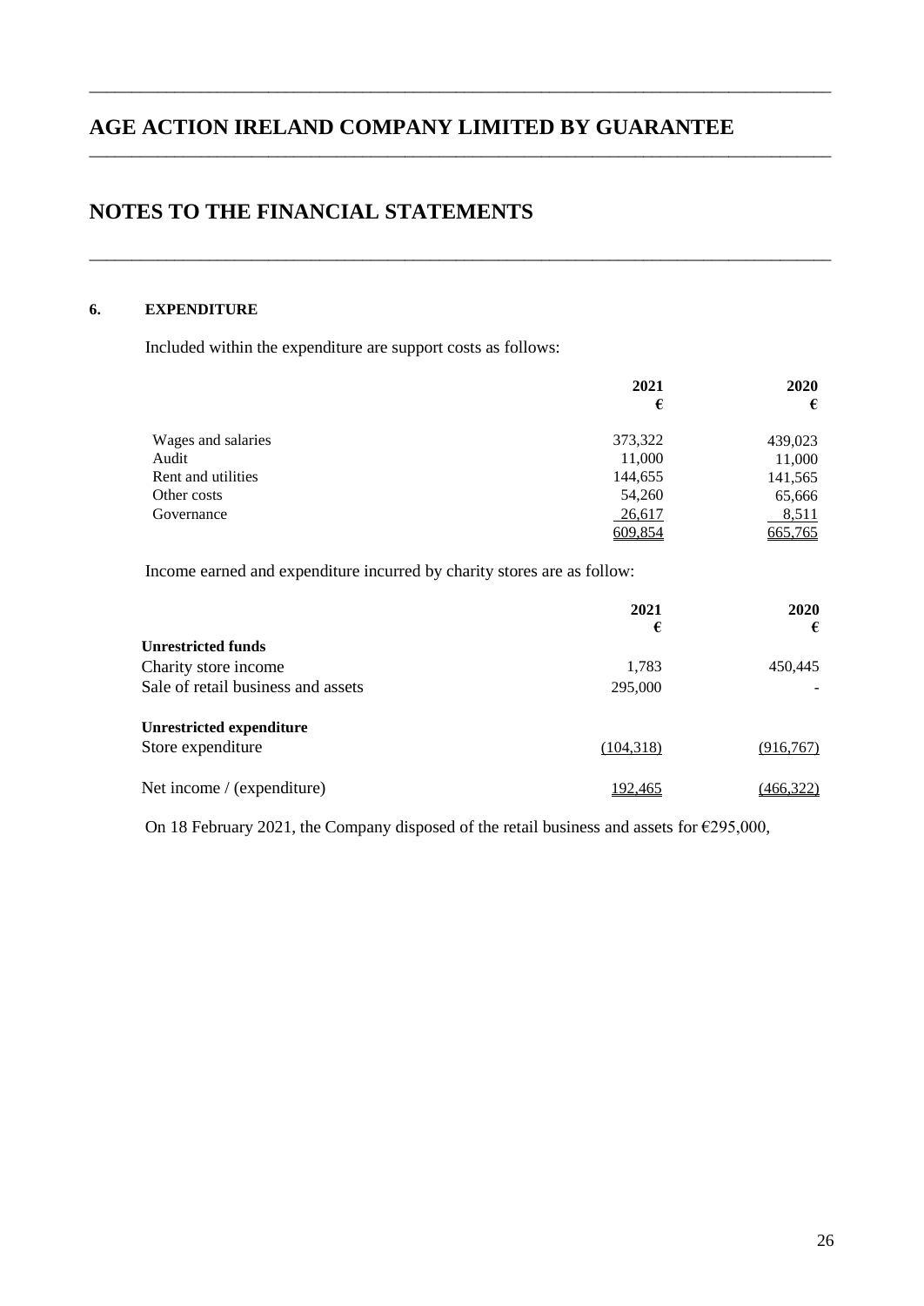# AGE ACTION IRELAND COMPANY LIMITED BY GUARANTEE

## NOTES TO THE FINANCIAL STATEMENTS

### 6. EXPENDITURE

Included within the expenditure are support costs as follows:

| | 2021 € | 2020 € |
|---|---|---|
| Wages and salaries | 373,322 | 439,023 |
| Audit | 11,000 | 11,000 |
| Rent and utilities | 144,655 | 141,565 |
| Other costs | 54,260 | 65,666 |
| Governance | 26,617 | 8,511 |
| | 609,854 | 665,765 |

Income earned and expenditure incurred by charity stores are as follow:

| | 2021 € | 2020 € |
|---|---|---|
| **Unrestricted funds** | | |
| Charity store income | 1,783 | 450,445 |
| Sale of retail business and assets | 295,000 | - |
| **Unrestricted expenditure** | | |
| Store expenditure | (104,318) | (916,767) |
| Net income / (expenditure) | 192,465 | (466,322) |

On 18 February 2021, the Company disposed of the retail business and assets for €295,000,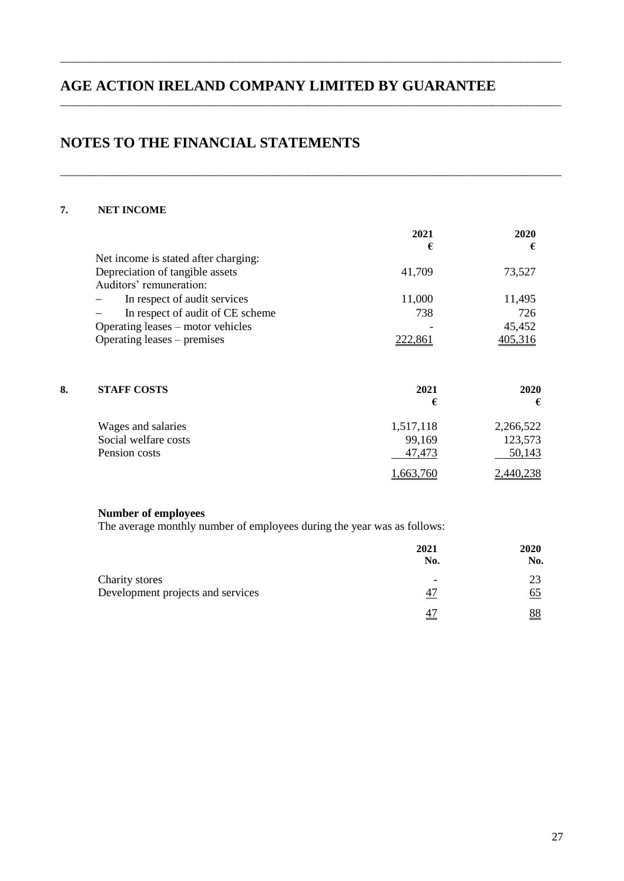# AGE ACTION IRELAND COMPANY LIMITED BY GUARANTEE

## NOTES TO THE FINANCIAL STATEMENTS

### 7. NET INCOME

| | 2021 € | 2020 € |
|---|---|---|
| Net income is stated after charging: | | |
| Depreciation of tangible assets | 41,709 | 73,527 |
| Auditors' remuneration: | | |
| – In respect of audit services | 11,000 | 11,495 |
| – In respect of audit of CE scheme | 738 | 726 |
| Operating leases – motor vehicles | - | 45,452 |
| Operating leases – premises | 222,861 | 405,316 |

### 8. STAFF COSTS

| | 2021 € | 2020 € |
|---|---|---|
| Wages and salaries | 1,517,118 | 2,266,522 |
| Social welfare costs | 99,169 | 123,573 |
| Pension costs | 47,473 | 50,143 |
| | 1,663,760 | 2,440,238 |

**Number of employees**

The average monthly number of employees during the year was as follows:

| | 2021 No. | 2020 No. |
|---|---|---|
| Charity stores | - | 23 |
| Development projects and services | 47 | 65 |
| | 47 | 88 |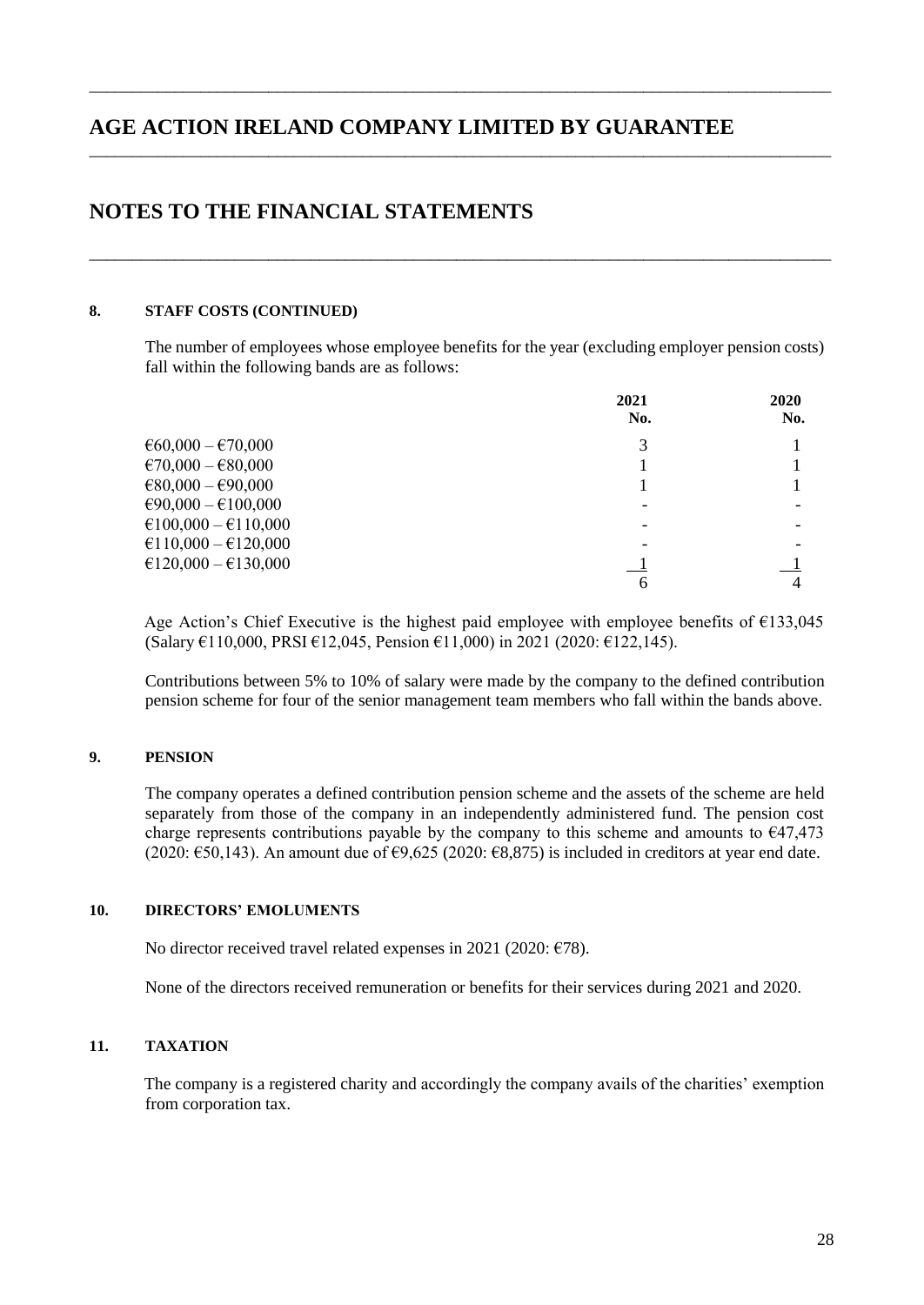# AGE ACTION IRELAND COMPANY LIMITED BY GUARANTEE

## NOTES TO THE FINANCIAL STATEMENTS

### 8. STAFF COSTS (CONTINUED)

The number of employees whose employee benefits for the year (excluding employer pension costs) fall within the following bands are as follows:

| | 2021 No. | 2020 No. |
|---|---|---|
| €60,000 – €70,000 | 3 | 1 |
| €70,000 – €80,000 | 1 | 1 |
| €80,000 – €90,000 | 1 | 1 |
| €90,000 – €100,000 | - | - |
| €100,000 – €110,000 | - | - |
| €110,000 – €120,000 | - | - |
| €120,000 – €130,000 | 1 | 1 |
| | 6 | 4 |

Age Action's Chief Executive is the highest paid employee with employee benefits of €133,045 (Salary €110,000, PRSI €12,045, Pension €11,000) in 2021 (2020: €122,145).

Contributions between 5% to 10% of salary were made by the company to the defined contribution pension scheme for four of the senior management team members who fall within the bands above.

### 9. PENSION

The company operates a defined contribution pension scheme and the assets of the scheme are held separately from those of the company in an independently administered fund. The pension cost charge represents contributions payable by the company to this scheme and amounts to €47,473 (2020: €50,143). An amount due of €9,625 (2020: €8,875) is included in creditors at year end date.

### 10. DIRECTORS' EMOLUMENTS

No director received travel related expenses in 2021 (2020: €78).

None of the directors received remuneration or benefits for their services during 2021 and 2020.

### 11. TAXATION

The company is a registered charity and accordingly the company avails of the charities' exemption from corporation tax.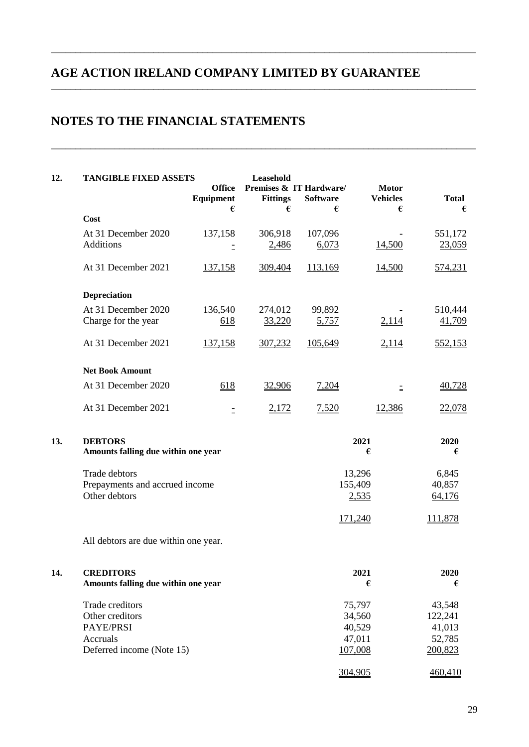# AGE ACTION IRELAND COMPANY LIMITED BY GUARANTEE

## NOTES TO THE FINANCIAL STATEMENTS

### 12. TANGIBLE FIXED ASSETS

| | Office Equipment € | Leasehold Premises & Fittings € | IT Hardware/ Software € | Motor Vehicles € | Total € |
|---|---|---|---|---|---|
| **Cost** | | | | | |
| At 31 December 2020 | 137,158 | 306,918 | 107,096 | - | 551,172 |
| Additions | - | 2,486 | 6,073 | 14,500 | 23,059 |
| At 31 December 2021 | 137,158 | 309,404 | 113,169 | 14,500 | 574,231 |
| **Depreciation** | | | | | |
| At 31 December 2020 | 136,540 | 274,012 | 99,892 | - | 510,444 |
| Charge for the year | 618 | 33,220 | 5,757 | 2,114 | 41,709 |
| At 31 December 2021 | 137,158 | 307,232 | 105,649 | 2,114 | 552,153 |
| **Net Book Amount** | | | | | |
| At 31 December 2020 | 618 | 32,906 | 7,204 | - | 40,728 |
| At 31 December 2021 | - | 2,172 | 7,520 | 12,386 | 22,078 |

### 13. DEBTORS

| Amounts falling due within one year | 2021 € | 2020 € |
|---|---|---|
| Trade debtors | 13,296 | 6,845 |
| Prepayments and accrued income | 155,409 | 40,857 |
| Other debtors | 2,535 | 64,176 |
| | 171,240 | 111,878 |

All debtors are due within one year.

### 14. CREDITORS

| Amounts falling due within one year | 2021 € | 2020 € |
|---|---|---|
| Trade creditors | 75,797 | 43,548 |
| Other creditors | 34,560 | 122,241 |
| PAYE/PRSI | 40,529 | 41,013 |
| Accruals | 47,011 | 52,785 |
| Deferred income (Note 15) | 107,008 | 200,823 |
| | 304,905 | 460,410 |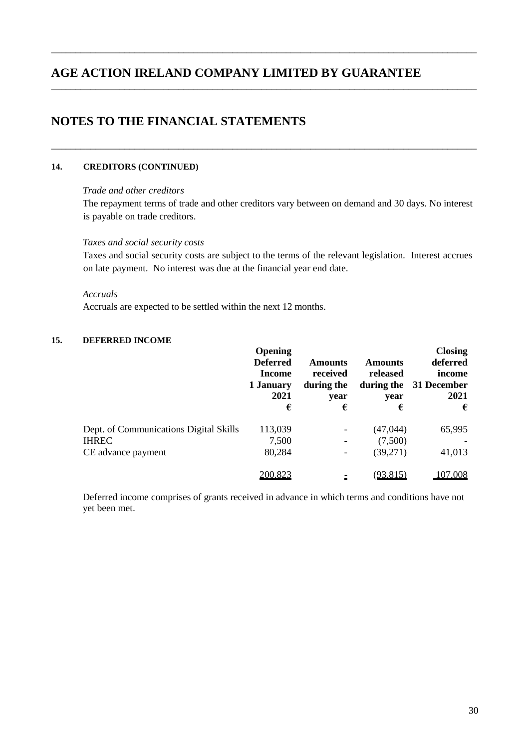# AGE ACTION IRELAND COMPANY LIMITED BY GUARANTEE

## NOTES TO THE FINANCIAL STATEMENTS

### 14. CREDITORS (CONTINUED)

*Trade and other creditors*

The repayment terms of trade and other creditors vary between on demand and 30 days. No interest is payable on trade creditors.

*Taxes and social security costs*

Taxes and social security costs are subject to the terms of the relevant legislation. Interest accrues on late payment. No interest was due at the financial year end date.

*Accruals*

Accruals are expected to be settled within the next 12 months.

### 15. DEFERRED INCOME

| | Opening Deferred Income 1 January 2021 € | Amounts received during the year € | Amounts released during the year € | Closing deferred income 31 December 2021 € |
|---|---|---|---|---|
| Dept. of Communications Digital Skills | 113,039 | - | (47,044) | 65,995 |
| IHREC | 7,500 | - | (7,500) | - |
| CE advance payment | 80,284 | - | (39,271) | 41,013 |
| | 200,823 | - | (93,815) | 107,008 |

Deferred income comprises of grants received in advance in which terms and conditions have not yet been met.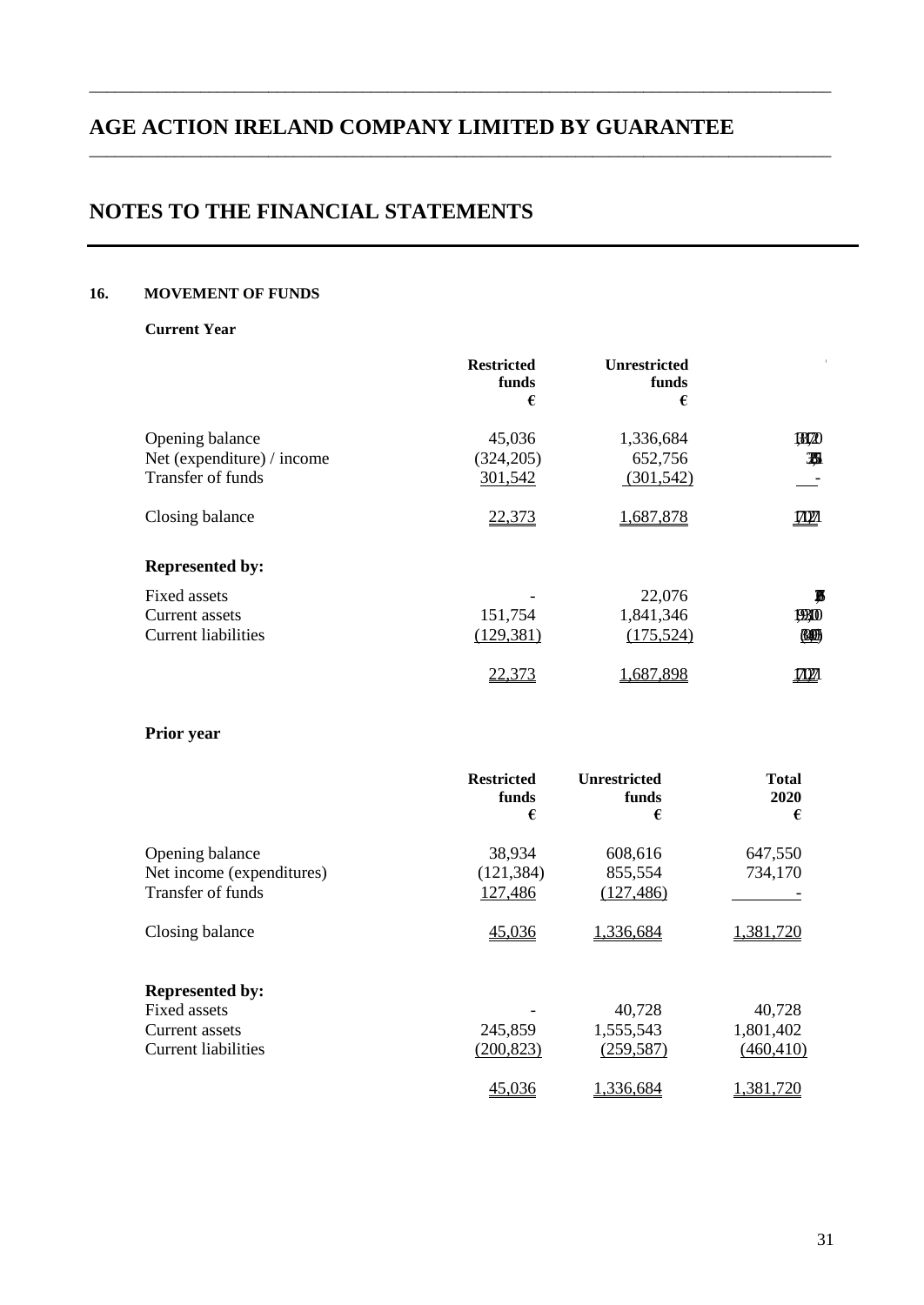# AGE ACTION IRELAND COMPANY LIMITED BY GUARANTEE

# NOTES TO THE FINANCIAL STATEMENTS

## 16. MOVEMENT OF FUNDS

**Current Year**

| | Restricted funds € | Unrestricted funds € | |
|---|---|---|---|
| Opening balance | 45,036 | 1,336,684 | 1,381,720 |
| Net (expenditure) / income | (324,205) | 652,756 | 328,551 |
| Transfer of funds | 301,542 | (301,542) | - |
| Closing balance | 22,373 | 1,687,878 | 1,710,271 |
| **Represented by:** | | | |
| Fixed assets | - | 22,076 | 22,076 |
| Current assets | 151,754 | 1,841,346 | 1,993,100 |
| Current liabilities | (129,381) | (175,524) | (304,905) |
| | 22,373 | 1,687,898 | 1,710,271 |

**Prior year**

| | Restricted funds € | Unrestricted funds € | Total 2020 € |
|---|---|---|---|
| Opening balance | 38,934 | 608,616 | 647,550 |
| Net income (expenditures) | (121,384) | 855,554 | 734,170 |
| Transfer of funds | 127,486 | (127,486) | - |
| Closing balance | 45,036 | 1,336,684 | 1,381,720 |
| **Represented by:** | | | |
| Fixed assets | - | 40,728 | 40,728 |
| Current assets | 245,859 | 1,555,543 | 1,801,402 |
| Current liabilities | (200,823) | (259,587) | (460,410) |
| | 45,036 | 1,336,684 | 1,381,720 |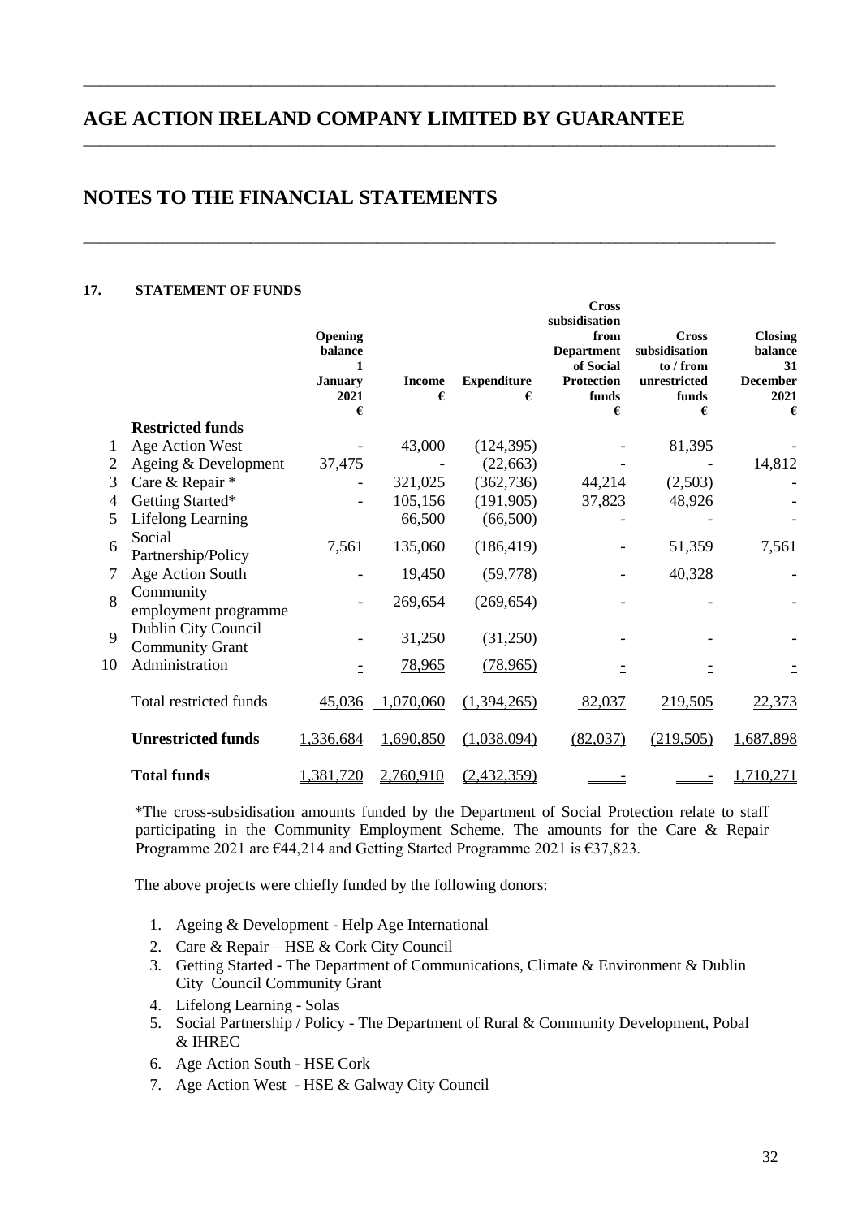# AGE ACTION IRELAND COMPANY LIMITED BY GUARANTEE

## NOTES TO THE FINANCIAL STATEMENTS

### 17. STATEMENT OF FUNDS

| | | Opening balance 1 January 2021 € | Income € | Expenditure € | Cross subsidisation from Department of Social Protection funds € | Cross subsidisation to / from unrestricted funds € | Closing balance 31 December 2021 € |
|---|---|---|---|---|---|---|---|
| | **Restricted funds** | | | | | | |
| 1 | Age Action West | - | 43,000 | (124,395) | - | 81,395 | - |
| 2 | Ageing & Development | 37,475 | - | (22,663) | - | - | 14,812 |
| 3 | Care & Repair * | - | 321,025 | (362,736) | 44,214 | (2,503) | - |
| 4 | Getting Started* | - | 105,156 | (191,905) | 37,823 | 48,926 | - |
| 5 | Lifelong Learning | | 66,500 | (66,500) | - | - | - |
| 6 | Social Partnership/Policy | 7,561 | 135,060 | (186,419) | - | 51,359 | 7,561 |
| 7 | Age Action South | - | 19,450 | (59,778) | - | 40,328 | - |
| 8 | Community employment programme | - | 269,654 | (269,654) | - | - | - |
| 9 | Dublin City Council Community Grant | - | 31,250 | (31,250) | - | - | - |
| 10 | Administration | - | 78,965 | (78,965) | - | - | - |
| | Total restricted funds | 45,036 | 1,070,060 | (1,394,265) | 82,037 | 219,505 | 22,373 |
| | **Unrestricted funds** | 1,336,684 | 1,690,850 | (1,038,094) | (82,037) | (219,505) | 1,687,898 |
| | **Total funds** | 1,381,720 | 2,760,910 | (2,432,359) | - | - | 1,710,271 |

*The cross-subsidisation amounts funded by the Department of Social Protection relate to staff participating in the Community Employment Scheme. The amounts for the Care & Repair Programme 2021 are €44,214 and Getting Started Programme 2021 is €37,823.

The above projects were chiefly funded by the following donors:

1. Ageing & Development - Help Age International
2. Care & Repair – HSE & Cork City Council
3. Getting Started - The Department of Communications, Climate & Environment & Dublin City Council Community Grant
4. Lifelong Learning - Solas
5. Social Partnership / Policy - The Department of Rural & Community Development, Pobal & IHREC
6. Age Action South - HSE Cork
7. Age Action West - HSE & Galway City Council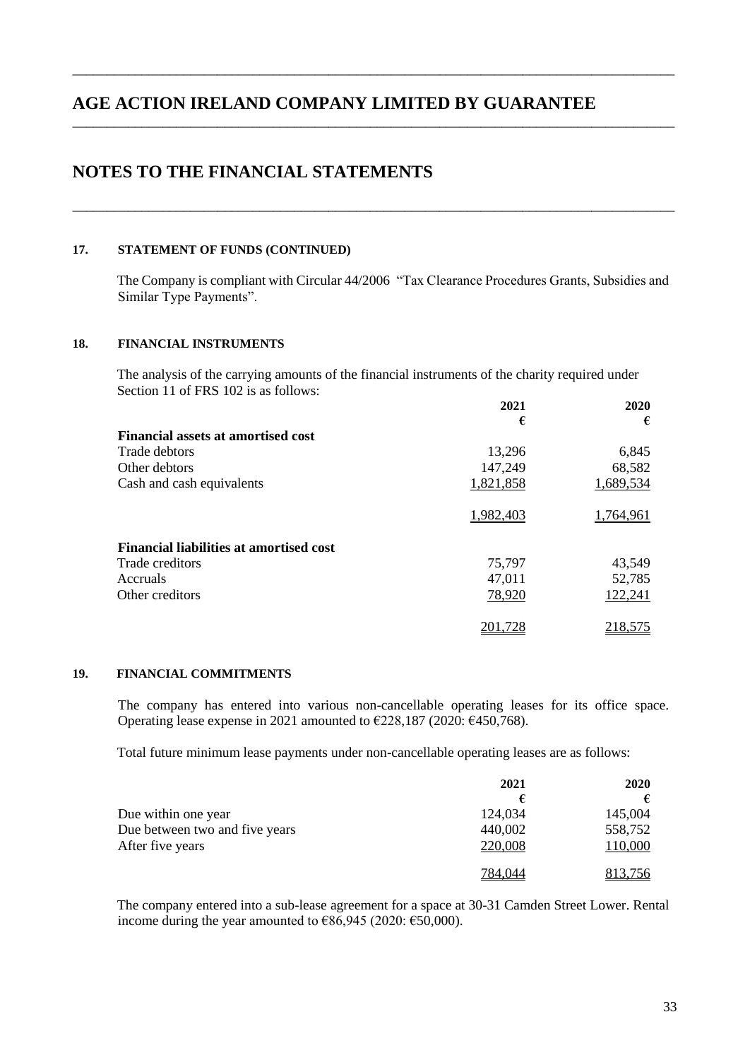# AGE ACTION IRELAND COMPANY LIMITED BY GUARANTEE

## NOTES TO THE FINANCIAL STATEMENTS

### 17. STATEMENT OF FUNDS (CONTINUED)

The Company is compliant with Circular 44/2006 "Tax Clearance Procedures Grants, Subsidies and Similar Type Payments".

### 18. FINANCIAL INSTRUMENTS

The analysis of the carrying amounts of the financial instruments of the charity required under Section 11 of FRS 102 is as follows:

| | 2021 | 2020 |
|---|---|---|
| | € | € |
| **Financial assets at amortised cost** | | |
| Trade debtors | 13,296 | 6,845 |
| Other debtors | 147,249 | 68,582 |
| Cash and cash equivalents | 1,821,858 | 1,689,534 |
| | 1,982,403 | 1,764,961 |
| **Financial liabilities at amortised cost** | | |
| Trade creditors | 75,797 | 43,549 |
| Accruals | 47,011 | 52,785 |
| Other creditors | 78,920 | 122,241 |
| | 201,728 | 218,575 |

### 19. FINANCIAL COMMITMENTS

The company has entered into various non-cancellable operating leases for its office space. Operating lease expense in 2021 amounted to €228,187 (2020: €450,768).

Total future minimum lease payments under non-cancellable operating leases are as follows:

| | 2021 | 2020 |
|---|---|---|
| | € | € |
| Due within one year | 124,034 | 145,004 |
| Due between two and five years | 440,002 | 558,752 |
| After five years | 220,008 | 110,000 |
| | 784,044 | 813,756 |

The company entered into a sub-lease agreement for a space at 30-31 Camden Street Lower. Rental income during the year amounted to €86,945 (2020: €50,000).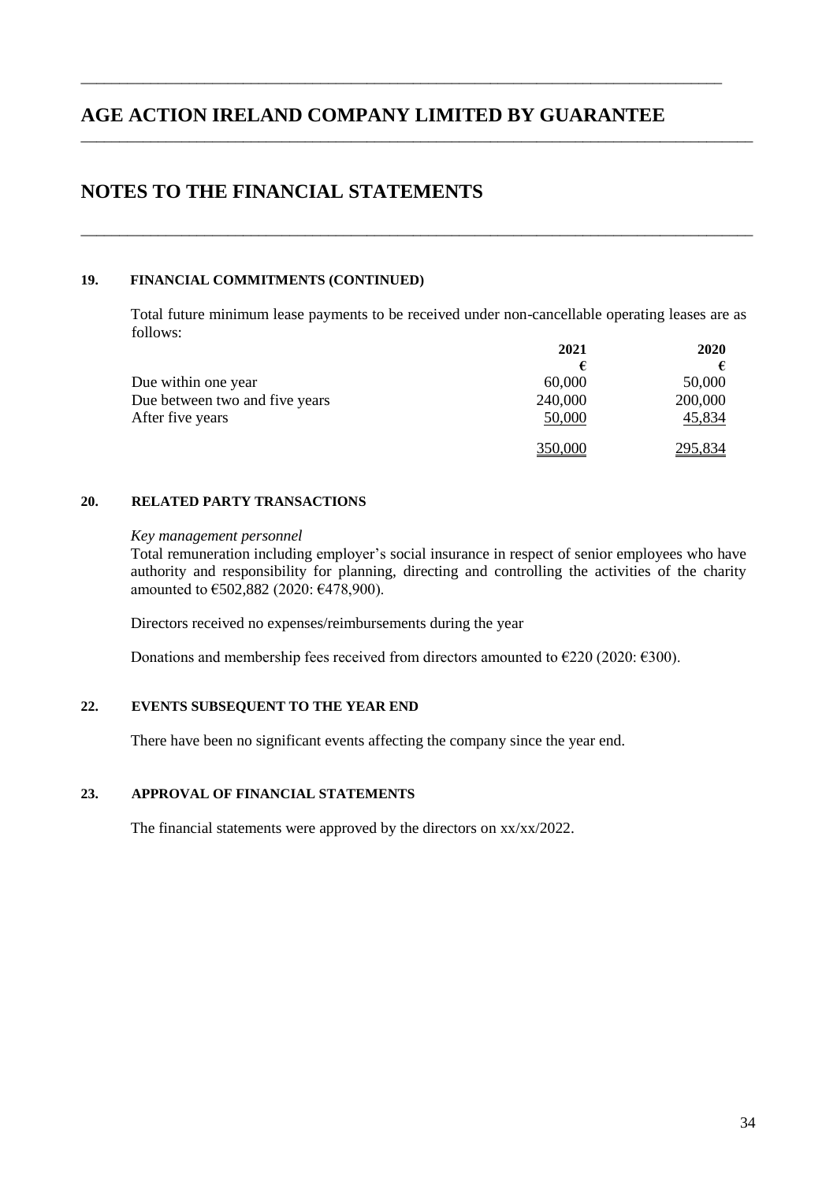# AGE ACTION IRELAND COMPANY LIMITED BY GUARANTEE

# NOTES TO THE FINANCIAL STATEMENTS

### 19. FINANCIAL COMMITMENTS (CONTINUED)

Total future minimum lease payments to be received under non-cancellable operating leases are as follows:

| | 2021 | 2020 |
|---|---|---|
| | € | € |
| Due within one year | 60,000 | 50,000 |
| Due between two and five years | 240,000 | 200,000 |
| After five years | 50,000 | 45,834 |
| | 350,000 | 295,834 |

### 20. RELATED PARTY TRANSACTIONS

*Key management personnel*

Total remuneration including employer's social insurance in respect of senior employees who have authority and responsibility for planning, directing and controlling the activities of the charity amounted to €502,882 (2020: €478,900).

Directors received no expenses/reimbursements during the year

Donations and membership fees received from directors amounted to €220 (2020: €300).

### 22. EVENTS SUBSEQUENT TO THE YEAR END

There have been no significant events affecting the company since the year end.

### 23. APPROVAL OF FINANCIAL STATEMENTS

The financial statements were approved by the directors on xx/xx/2022.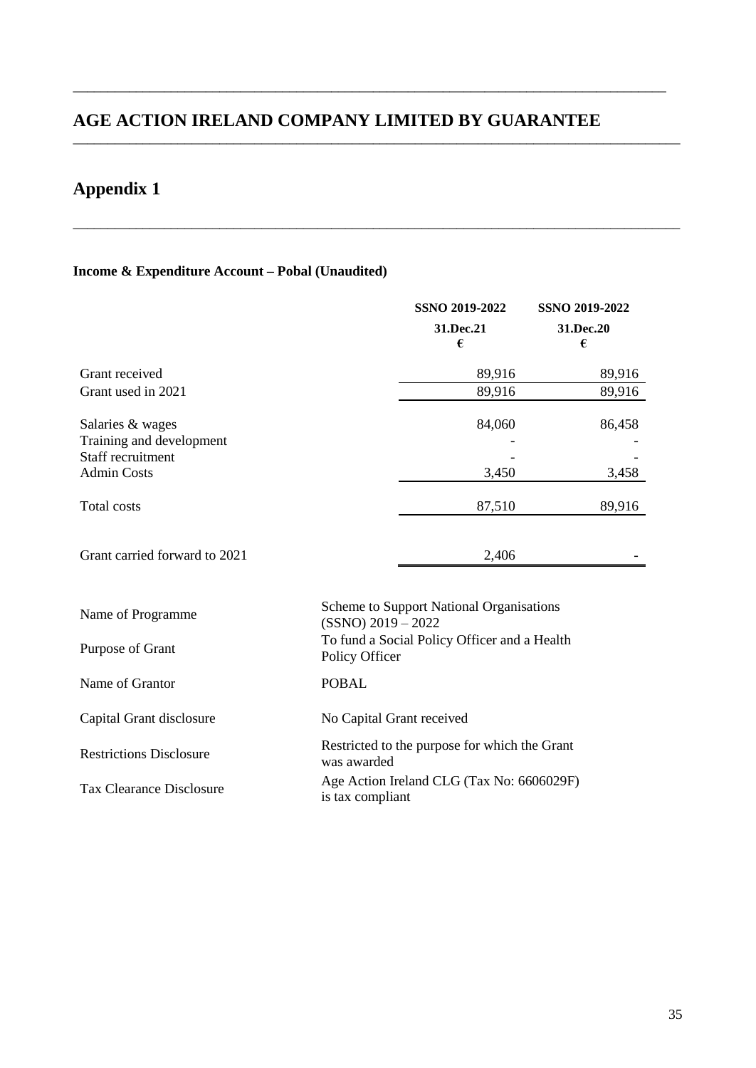# AGE ACTION IRELAND COMPANY LIMITED BY GUARANTEE

## Appendix 1

**Income & Expenditure Account – Pobal (Unaudited)**

| | SSNO 2019-2022 | SSNO 2019-2022 |
|---|---|---|
| | 31.Dec.21 € | 31.Dec.20 € |
| Grant received | 89,916 | 89,916 |
| Grant used in 2021 | 89,916 | 89,916 |
| Salaries & wages | 84,060 | 86,458 |
| Training and development | - | - |
| Staff recruitment | - | - |
| Admin Costs | 3,450 | 3,458 |
| Total costs | 87,510 | 89,916 |
| Grant carried forward to 2021 | 2,406 | - |

| | |
|---|---|
| Name of Programme | Scheme to Support National Organisations (SSNO) 2019 – 2022 |
| Purpose of Grant | To fund a Social Policy Officer and a Health Policy Officer |
| Name of Grantor | POBAL |
| Capital Grant disclosure | No Capital Grant received |
| Restrictions Disclosure | Restricted to the purpose for which the Grant was awarded |
| Tax Clearance Disclosure | Age Action Ireland CLG (Tax No: 6606029F) is tax compliant |